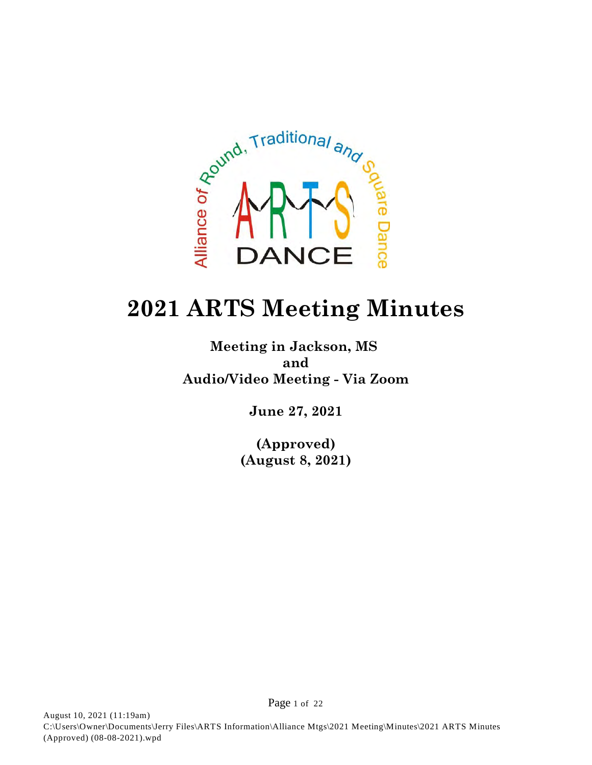# 2021 ARTS Meeting Minutes

**Meeting in Jackson, MS**
**and**
**Audio/Video Meeting - Via Zoom**

**June 27, 2021**

**(Approved)**
**(August 8, 2021)**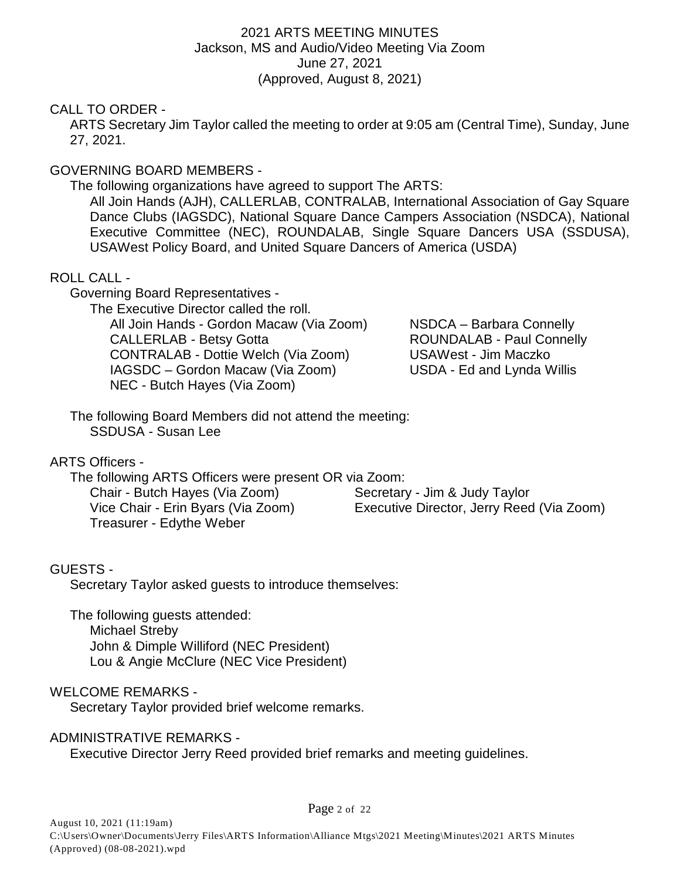# 2021 ARTS MEETING MINUTES

Jackson, MS and Audio/Video Meeting Via Zoom
June 27, 2021
(Approved, August 8, 2021)

## CALL TO ORDER -

ARTS Secretary Jim Taylor called the meeting to order at 9:05 am (Central Time), Sunday, June 27, 2021.

## GOVERNING BOARD MEMBERS -

The following organizations have agreed to support The ARTS:

All Join Hands (AJH), CALLERLAB, CONTRALAB, International Association of Gay Square Dance Clubs (IAGSDC), National Square Dance Campers Association (NSDCA), National Executive Committee (NEC), ROUNDALAB, Single Square Dancers USA (SSDUSA), USAWest Policy Board, and United Square Dancers of America (USDA)

## ROLL CALL -

Governing Board Representatives -

The Executive Director called the roll.

- All Join Hands - Gordon Macaw (Via Zoom)
- CALLERLAB - Betsy Gotta
- CONTRALAB - Dottie Welch (Via Zoom)
- IAGSDC – Gordon Macaw (Via Zoom)
- NEC - Butch Hayes (Via Zoom)
- NSDCA – Barbara Connelly
- ROUNDALAB - Paul Connelly
- USAWest - Jim Maczko
- USDA - Ed and Lynda Willis

The following Board Members did not attend the meeting:

- SSDUSA - Susan Lee

## ARTS Officers -

The following ARTS Officers were present OR via Zoom:

- Chair - Butch Hayes (Via Zoom)
- Vice Chair - Erin Byars (Via Zoom)
- Treasurer - Edythe Weber
- Secretary - Jim & Judy Taylor
- Executive Director, Jerry Reed (Via Zoom)

## GUESTS -

Secretary Taylor asked guests to introduce themselves:

The following guests attended:

- Michael Streby
- John & Dimple Williford (NEC President)
- Lou & Angie McClure (NEC Vice President)

## WELCOME REMARKS -

Secretary Taylor provided brief welcome remarks.

## ADMINISTRATIVE REMARKS -

Executive Director Jerry Reed provided brief remarks and meeting guidelines.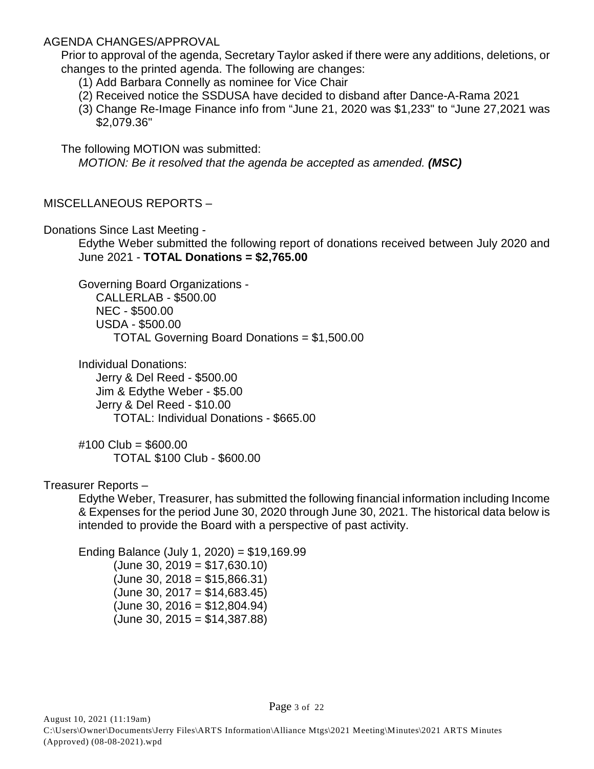AGENDA CHANGES/APPROVAL

Prior to approval of the agenda, Secretary Taylor asked if there were any additions, deletions, or changes to the printed agenda. The following are changes:

1. Add Barbara Connelly as nominee for Vice Chair
2. Received notice the SSDUSA have decided to disband after Dance-A-Rama 2021
3. Change Re-Image Finance info from "June 21, 2020 was $1,233" to "June 27,2021 was $2,079.36"

The following MOTION was submitted:

*MOTION: Be it resolved that the agenda be accepted as amended.* ***(MSC)***

MISCELLANEOUS REPORTS –

Donations Since Last Meeting -

Edythe Weber submitted the following report of donations received between July 2020 and June 2021 - **TOTAL Donations = $2,765.00**

Governing Board Organizations -

CALLERLAB - $500.00
NEC - $500.00
USDA - $500.00
TOTAL Governing Board Donations = $1,500.00

Individual Donations:

Jerry & Del Reed - $500.00
Jim & Edythe Weber - $5.00
Jerry & Del Reed - $10.00
TOTAL: Individual Donations - $665.00

#100 Club = $600.00
TOTAL $100 Club - $600.00

Treasurer Reports –

Edythe Weber, Treasurer, has submitted the following financial information including Income & Expenses for the period June 30, 2020 through June 30, 2021. The historical data below is intended to provide the Board with a perspective of past activity.

Ending Balance (July 1, 2020) = $19,169.99
(June 30, 2019 = $17,630.10)
(June 30, 2018 = $15,866.31)
(June 30, 2017 = $14,683.45)
(June 30, 2016 = $12,804.94)
(June 30, 2015 = $14,387.88)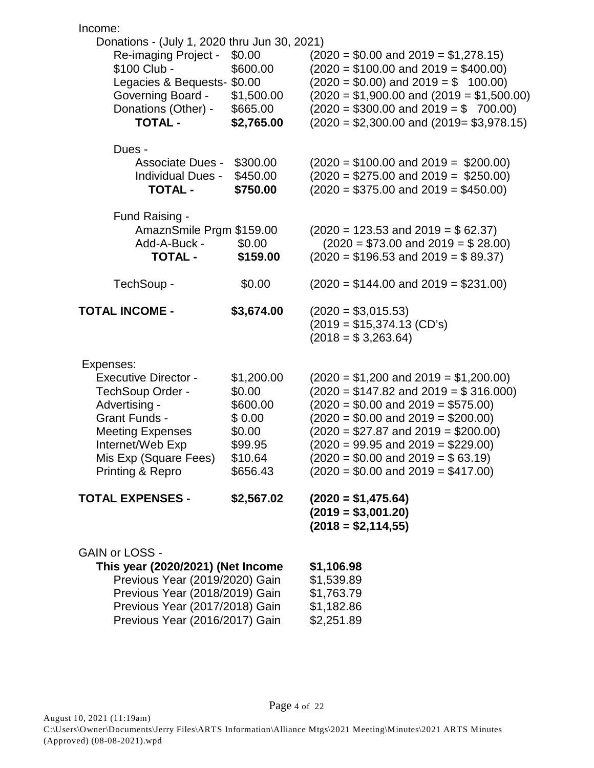Income:

Donations - (July 1, 2020 thru Jun 30, 2021)

| | | |
|---|---|---|
| Re-imaging Project - | $0.00 | (2020 = $0.00 and 2019 = $1,278.15) |
| $100 Club - | $600.00 | (2020 = $100.00 and 2019 = $400.00) |
| Legacies & Bequests- | $0.00 | (2020 = $0.00) and 2019 = $ 100.00) |
| Governing Board - | $1,500.00 | (2020 = $1,900.00 and (2019 = $1,500.00) |
| Donations (Other) - | $665.00 | (2020 = $300.00 and 2019 = $ 700.00) |
| **TOTAL -** | **$2,765.00** | (2020 = $2,300.00 and (2019= $3,978.15) |

Dues -

| | | |
|---|---|---|
| Associate Dues - | $300.00 | (2020 = $100.00 and 2019 = $200.00) |
| Individual Dues - | $450.00 | (2020 = $275.00 and 2019 = $250.00) |
| **TOTAL -** | **$750.00** | (2020 = $375.00 and 2019 = $450.00) |

Fund Raising -

| | | |
|---|---|---|
| AmaznSmile Prgm | $159.00 | (2020 = 123.53 and 2019 = $ 62.37) |
| Add-A-Buck - | $0.00 | (2020 = $73.00 and 2019 = $ 28.00) |
| **TOTAL -** | **$159.00** | (2020 = $196.53 and 2019 = $ 89.37) |

| | | |
|---|---|---|
| TechSoup - | $0.00 | (2020 = $144.00 and 2019 = $231.00) |
| **TOTAL INCOME -** | **$3,674.00** | (2020 = $3,015.53)<br>(2019 = $15,374.13 (CD's)<br>(2018 = $ 3,263.64) |

Expenses:

| | | |
|---|---|---|
| Executive Director - | $1,200.00 | (2020 = $1,200 and 2019 = $1,200.00) |
| TechSoup Order - | $0.00 | (2020 = $147.82 and 2019 = $ 316.000) |
| Advertising - | $600.00 | (2020 = $0.00 and 2019 = $575.00) |
| Grant Funds - | $ 0.00 | (2020 = $0.00 and 2019 = $200.00) |
| Meeting Expenses | $0.00 | (2020 = $27.87 and 2019 = $200.00) |
| Internet/Web Exp | $99.95 | (2020 = 99.95 and 2019 = $229.00) |
| Mis Exp (Square Fees) | $10.64 | (2020 = $0.00 and 2019 = $ 63.19) |
| Printing & Repro | $656.43 | (2020 = $0.00 and 2019 = $417.00) |
| **TOTAL EXPENSES -** | **$2,567.02** | **(2020 = $1,475.64)**<br>**(2019 = $3,001.20)**<br>**(2018 = $2,114,55)** |

GAIN or LOSS -

| | |
|---|---|
| **This year (2020/2021) (Net Income** | **$1,106.98** |
| Previous Year (2019/2020) Gain | $1,539.89 |
| Previous Year (2018/2019) Gain | $1,763.79 |
| Previous Year (2017/2018) Gain | $1,182.86 |
| Previous Year (2016/2017) Gain | $2,251.89 |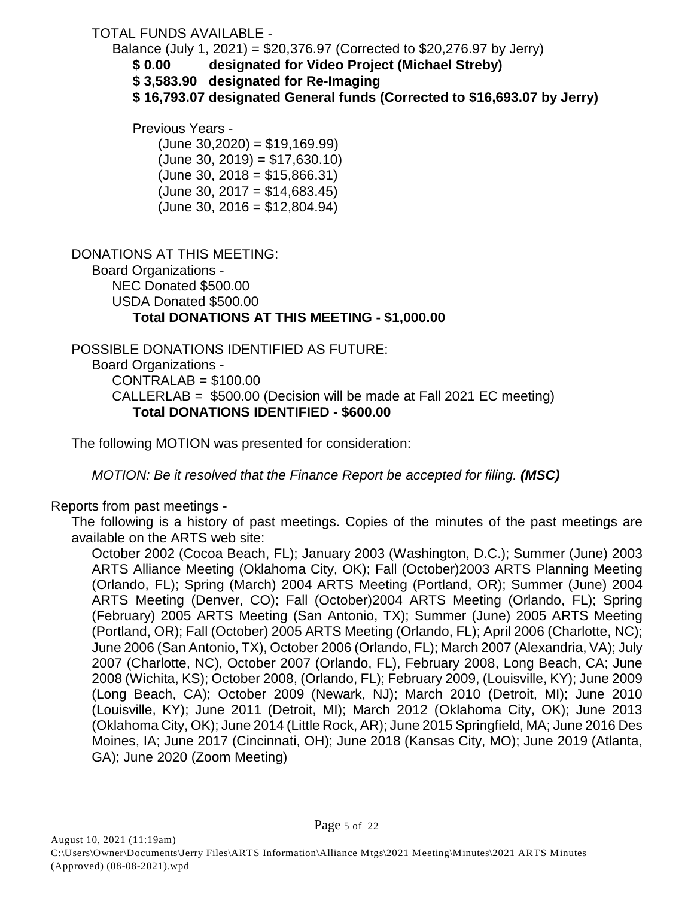TOTAL FUNDS AVAILABLE -

Balance (July 1, 2021) = $20,376.97 (Corrected to $20,276.97 by Jerry)

**$ 0.00 designated for Video Project (Michael Streby)**

**$ 3,583.90 designated for Re-Imaging**

**$ 16,793.07 designated General funds (Corrected to $16,693.07 by Jerry)**

Previous Years -

(June 30,2020) = $19,169.99)
(June 30, 2019) = $17,630.10)
(June 30, 2018 = $15,866.31)
(June 30, 2017 = $14,683.45)
(June 30, 2016 = $12,804.94)

DONATIONS AT THIS MEETING:

Board Organizations -

NEC Donated $500.00
USDA Donated $500.00

**Total DONATIONS AT THIS MEETING - $1,000.00**

POSSIBLE DONATIONS IDENTIFIED AS FUTURE:

Board Organizations -

CONTRALAB = $100.00
CALLERLAB = $500.00 (Decision will be made at Fall 2021 EC meeting)

**Total DONATIONS IDENTIFIED - $600.00**

The following MOTION was presented for consideration:

*MOTION: Be it resolved that the Finance Report be accepted for filing.* ***(MSC)***

Reports from past meetings -

The following is a history of past meetings. Copies of the minutes of the past meetings are available on the ARTS web site:

October 2002 (Cocoa Beach, FL); January 2003 (Washington, D.C.); Summer (June) 2003 ARTS Alliance Meeting (Oklahoma City, OK); Fall (October)2003 ARTS Planning Meeting (Orlando, FL); Spring (March) 2004 ARTS Meeting (Portland, OR); Summer (June) 2004 ARTS Meeting (Denver, CO); Fall (October)2004 ARTS Meeting (Orlando, FL); Spring (February) 2005 ARTS Meeting (San Antonio, TX); Summer (June) 2005 ARTS Meeting (Portland, OR); Fall (October) 2005 ARTS Meeting (Orlando, FL); April 2006 (Charlotte, NC); June 2006 (San Antonio, TX), October 2006 (Orlando, FL); March 2007 (Alexandria, VA); July 2007 (Charlotte, NC), October 2007 (Orlando, FL), February 2008, Long Beach, CA; June 2008 (Wichita, KS); October 2008, (Orlando, FL); February 2009, (Louisville, KY); June 2009 (Long Beach, CA); October 2009 (Newark, NJ); March 2010 (Detroit, MI); June 2010 (Louisville, KY); June 2011 (Detroit, MI); March 2012 (Oklahoma City, OK); June 2013 (Oklahoma City, OK); June 2014 (Little Rock, AR); June 2015 Springfield, MA; June 2016 Des Moines, IA; June 2017 (Cincinnati, OH); June 2018 (Kansas City, MO); June 2019 (Atlanta, GA); June 2020 (Zoom Meeting)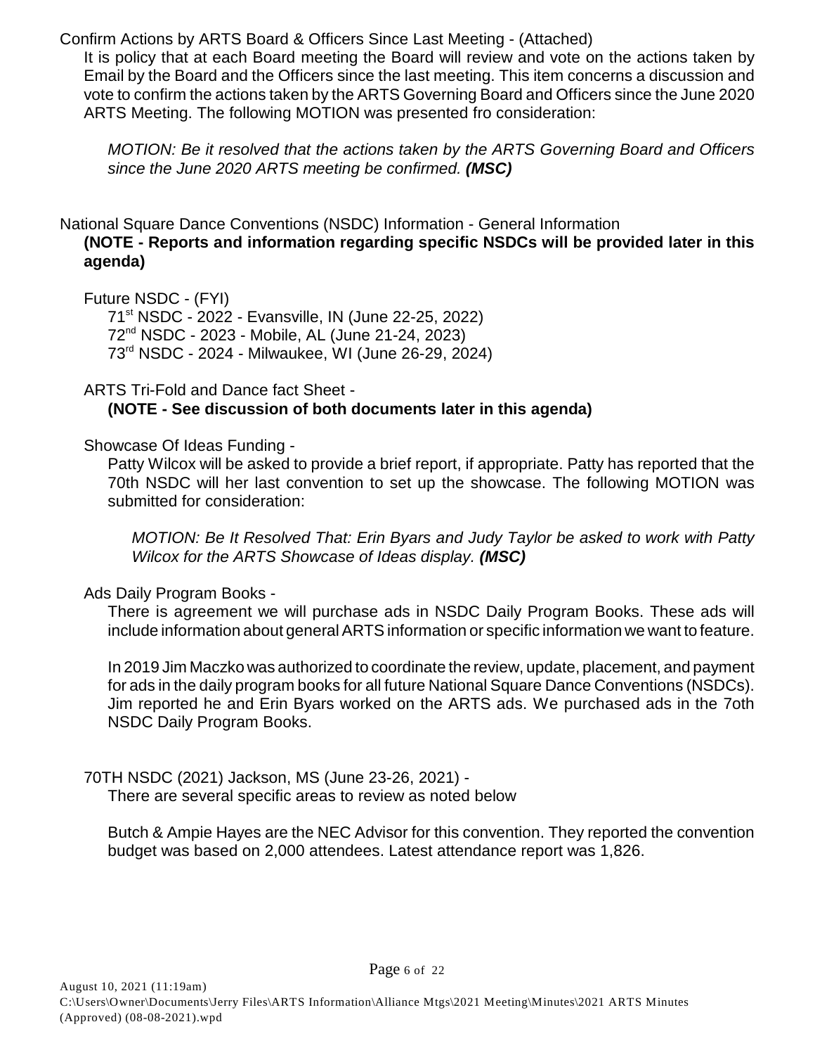Confirm Actions by ARTS Board & Officers Since Last Meeting - (Attached)

It is policy that at each Board meeting the Board will review and vote on the actions taken by Email by the Board and the Officers since the last meeting. This item concerns a discussion and vote to confirm the actions taken by the ARTS Governing Board and Officers since the June 2020 ARTS Meeting. The following MOTION was presented fro consideration:

> *MOTION: Be it resolved that the actions taken by the ARTS Governing Board and Officers since the June 2020 ARTS meeting be confirmed.* ***(MSC)***

National Square Dance Conventions (NSDC) Information - General Information

**(NOTE - Reports and information regarding specific NSDCs will be provided later in this agenda)**

Future NSDC - (FYI)

71st NSDC - 2022 - Evansville, IN (June 22-25, 2022)
72nd NSDC - 2023 - Mobile, AL (June 21-24, 2023)
73rd NSDC - 2024 - Milwaukee, WI (June 26-29, 2024)

ARTS Tri-Fold and Dance fact Sheet -

**(NOTE - See discussion of both documents later in this agenda)**

Showcase Of Ideas Funding -

Patty Wilcox will be asked to provide a brief report, if appropriate. Patty has reported that the 70th NSDC will her last convention to set up the showcase. The following MOTION was submitted for consideration:

> *MOTION: Be It Resolved That: Erin Byars and Judy Taylor be asked to work with Patty Wilcox for the ARTS Showcase of Ideas display.* ***(MSC)***

Ads Daily Program Books -

There is agreement we will purchase ads in NSDC Daily Program Books. These ads will include information about general ARTS information or specific information we want to feature.

In 2019 Jim Maczko was authorized to coordinate the review, update, placement, and payment for ads in the daily program books for all future National Square Dance Conventions (NSDCs). Jim reported he and Erin Byars worked on the ARTS ads. We purchased ads in the 7oth NSDC Daily Program Books.

70TH NSDC (2021) Jackson, MS (June 23-26, 2021) -

There are several specific areas to review as noted below

Butch & Ampie Hayes are the NEC Advisor for this convention. They reported the convention budget was based on 2,000 attendees. Latest attendance report was 1,826.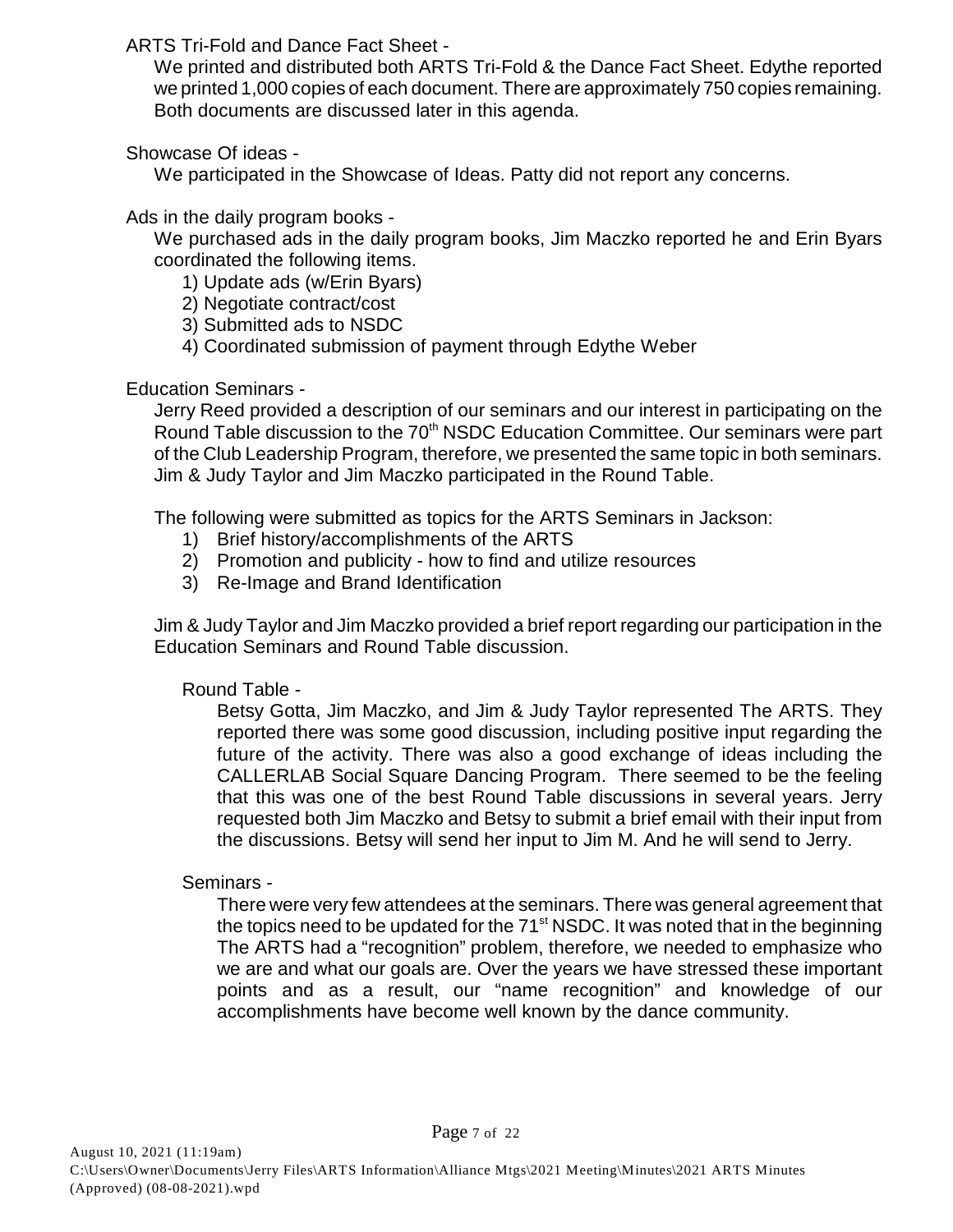ARTS Tri-Fold and Dance Fact Sheet -

We printed and distributed both ARTS Tri-Fold & the Dance Fact Sheet. Edythe reported we printed 1,000 copies of each document. There are approximately 750 copies remaining. Both documents are discussed later in this agenda.

Showcase Of ideas -

We participated in the Showcase of Ideas. Patty did not report any concerns.

Ads in the daily program books -

We purchased ads in the daily program books, Jim Maczko reported he and Erin Byars coordinated the following items.

1) Update ads (w/Erin Byars)
2) Negotiate contract/cost
3) Submitted ads to NSDC
4) Coordinated submission of payment through Edythe Weber

Education Seminars -

Jerry Reed provided a description of our seminars and our interest in participating on the Round Table discussion to the 70th NSDC Education Committee. Our seminars were part of the Club Leadership Program, therefore, we presented the same topic in both seminars. Jim & Judy Taylor and Jim Maczko participated in the Round Table.

The following were submitted as topics for the ARTS Seminars in Jackson:

1) Brief history/accomplishments of the ARTS
2) Promotion and publicity - how to find and utilize resources
3) Re-Image and Brand Identification

Jim & Judy Taylor and Jim Maczko provided a brief report regarding our participation in the Education Seminars and Round Table discussion.

Round Table -

Betsy Gotta, Jim Maczko, and Jim & Judy Taylor represented The ARTS. They reported there was some good discussion, including positive input regarding the future of the activity. There was also a good exchange of ideas including the CALLERLAB Social Square Dancing Program. There seemed to be the feeling that this was one of the best Round Table discussions in several years. Jerry requested both Jim Maczko and Betsy to submit a brief email with their input from the discussions. Betsy will send her input to Jim M. And he will send to Jerry.

Seminars -

There were very few attendees at the seminars. There was general agreement that the topics need to be updated for the 71st NSDC. It was noted that in the beginning The ARTS had a "recognition" problem, therefore, we needed to emphasize who we are and what our goals are. Over the years we have stressed these important points and as a result, our "name recognition" and knowledge of our accomplishments have become well known by the dance community.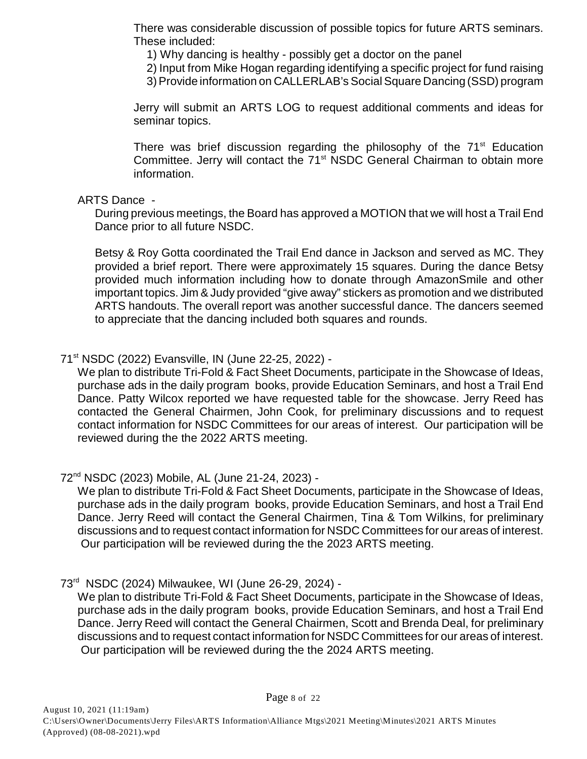There was considerable discussion of possible topics for future ARTS seminars. These included:

1) Why dancing is healthy - possibly get a doctor on the panel
2) Input from Mike Hogan regarding identifying a specific project for fund raising
3) Provide information on CALLERLAB's Social Square Dancing (SSD) program

Jerry will submit an ARTS LOG to request additional comments and ideas for seminar topics.

There was brief discussion regarding the philosophy of the 71st Education Committee. Jerry will contact the 71st NSDC General Chairman to obtain more information.

ARTS Dance -

During previous meetings, the Board has approved a MOTION that we will host a Trail End Dance prior to all future NSDC.

Betsy & Roy Gotta coordinated the Trail End dance in Jackson and served as MC. They provided a brief report. There were approximately 15 squares. During the dance Betsy provided much information including how to donate through AmazonSmile and other important topics. Jim & Judy provided "give away" stickers as promotion and we distributed ARTS handouts. The overall report was another successful dance. The dancers seemed to appreciate that the dancing included both squares and rounds.

71st NSDC (2022) Evansville, IN (June 22-25, 2022) -

We plan to distribute Tri-Fold & Fact Sheet Documents, participate in the Showcase of Ideas, purchase ads in the daily program books, provide Education Seminars, and host a Trail End Dance. Patty Wilcox reported we have requested table for the showcase. Jerry Reed has contacted the General Chairmen, John Cook, for preliminary discussions and to request contact information for NSDC Committees for our areas of interest. Our participation will be reviewed during the the 2022 ARTS meeting.

72nd NSDC (2023) Mobile, AL (June 21-24, 2023) -

We plan to distribute Tri-Fold & Fact Sheet Documents, participate in the Showcase of Ideas, purchase ads in the daily program books, provide Education Seminars, and host a Trail End Dance. Jerry Reed will contact the General Chairmen, Tina & Tom Wilkins, for preliminary discussions and to request contact information for NSDC Committees for our areas of interest. Our participation will be reviewed during the the 2023 ARTS meeting.

73rd NSDC (2024) Milwaukee, WI (June 26-29, 2024) -

We plan to distribute Tri-Fold & Fact Sheet Documents, participate in the Showcase of Ideas, purchase ads in the daily program books, provide Education Seminars, and host a Trail End Dance. Jerry Reed will contact the General Chairmen, Scott and Brenda Deal, for preliminary discussions and to request contact information for NSDC Committees for our areas of interest. Our participation will be reviewed during the the 2024 ARTS meeting.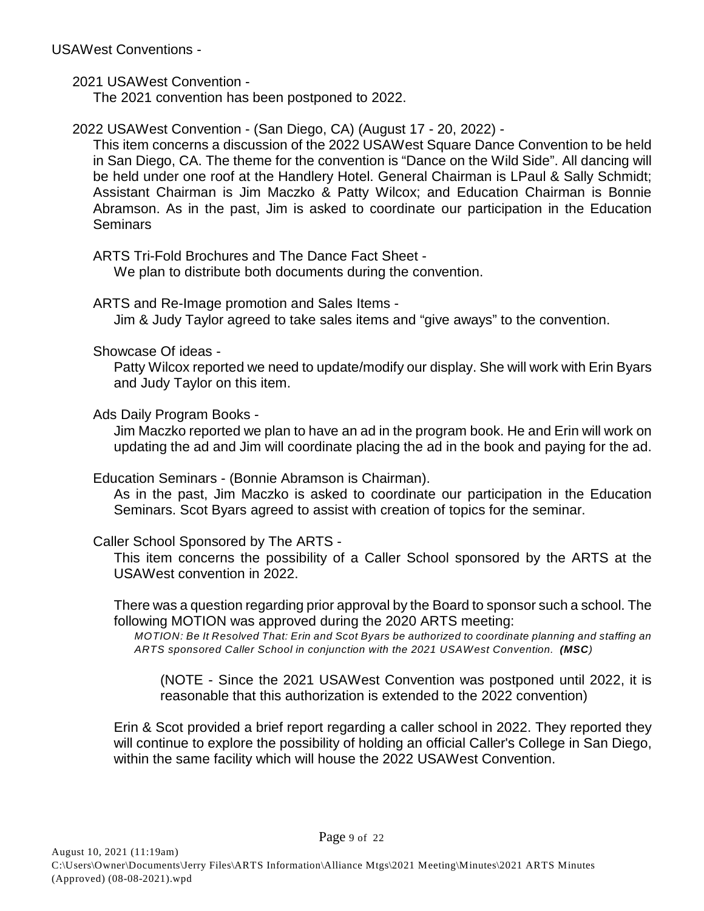USAWest Conventions -

2021 USAWest Convention -

The 2021 convention has been postponed to 2022.

2022 USAWest Convention - (San Diego, CA) (August 17 - 20, 2022) -

This item concerns a discussion of the 2022 USAWest Square Dance Convention to be held in San Diego, CA. The theme for the convention is “Dance on the Wild Side”. All dancing will be held under one roof at the Handlery Hotel. General Chairman is LPaul & Sally Schmidt; Assistant Chairman is Jim Maczko & Patty Wilcox; and Education Chairman is Bonnie Abramson. As in the past, Jim is asked to coordinate our participation in the Education Seminars

ARTS Tri-Fold Brochures and The Dance Fact Sheet -

We plan to distribute both documents during the convention.

ARTS and Re-Image promotion and Sales Items -

Jim & Judy Taylor agreed to take sales items and “give aways” to the convention.

Showcase Of ideas -

Patty Wilcox reported we need to update/modify our display. She will work with Erin Byars and Judy Taylor on this item.

Ads Daily Program Books -

Jim Maczko reported we plan to have an ad in the program book. He and Erin will work on updating the ad and Jim will coordinate placing the ad in the book and paying for the ad.

Education Seminars - (Bonnie Abramson is Chairman).

As in the past, Jim Maczko is asked to coordinate our participation in the Education Seminars. Scot Byars agreed to assist with creation of topics for the seminar.

Caller School Sponsored by The ARTS -

This item concerns the possibility of a Caller School sponsored by the ARTS at the USAWest convention in 2022.

There was a question regarding prior approval by the Board to sponsor such a school. The following MOTION was approved during the 2020 ARTS meeting:

*MOTION: Be It Resolved That: Erin and Scot Byars be authorized to coordinate planning and staffing an ARTS sponsored Caller School in conjunction with the 2021 USAWest Convention. **(MSC**)*

(NOTE - Since the 2021 USAWest Convention was postponed until 2022, it is reasonable that this authorization is extended to the 2022 convention)

Erin & Scot provided a brief report regarding a caller school in 2022. They reported they will continue to explore the possibility of holding an official Caller's College in San Diego, within the same facility which will house the 2022 USAWest Convention.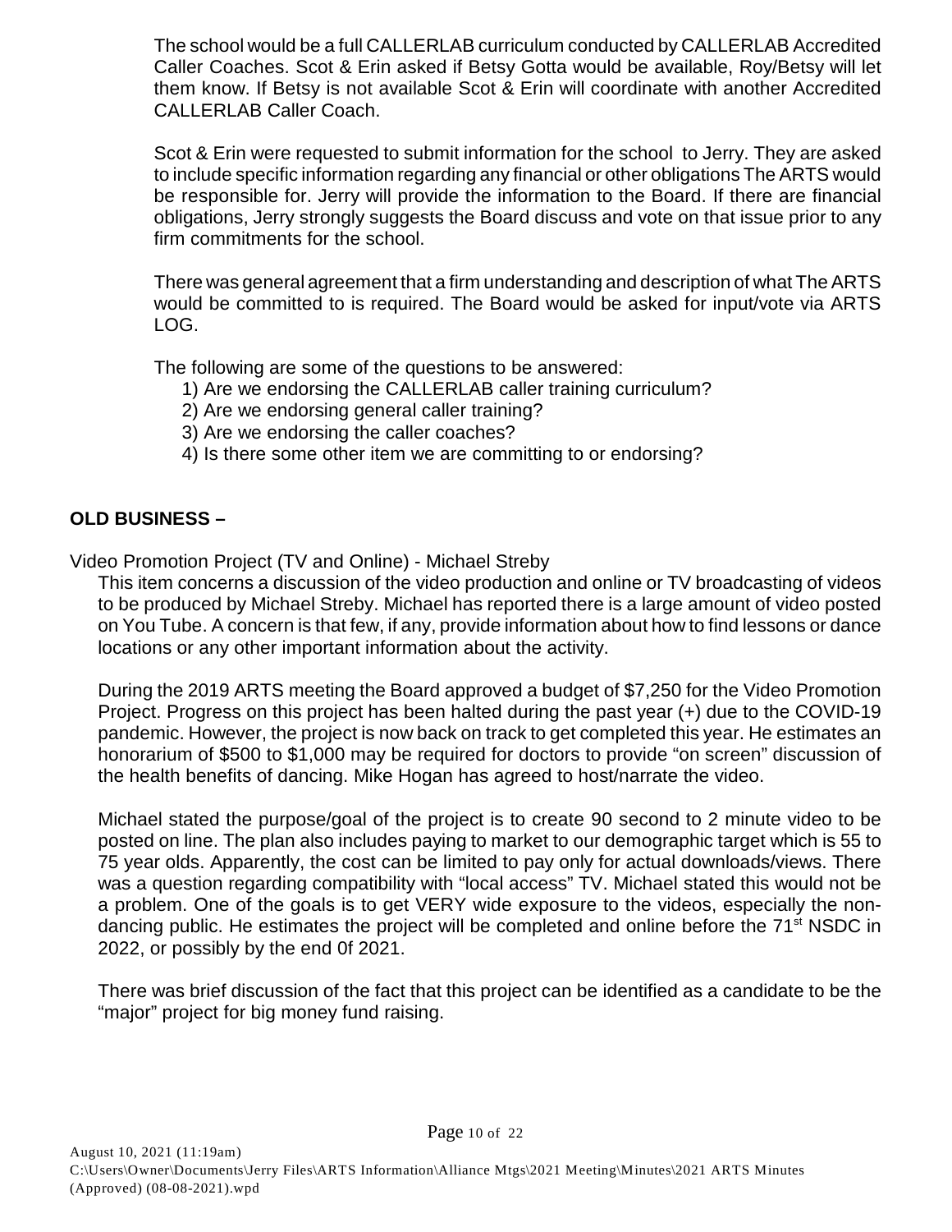The school would be a full CALLERLAB curriculum conducted by CALLERLAB Accredited Caller Coaches. Scot & Erin asked if Betsy Gotta would be available, Roy/Betsy will let them know. If Betsy is not available Scot & Erin will coordinate with another Accredited CALLERLAB Caller Coach.

Scot & Erin were requested to submit information for the school to Jerry. They are asked to include specific information regarding any financial or other obligations The ARTS would be responsible for. Jerry will provide the information to the Board. If there are financial obligations, Jerry strongly suggests the Board discuss and vote on that issue prior to any firm commitments for the school.

There was general agreement that a firm understanding and description of what The ARTS would be committed to is required. The Board would be asked for input/vote via ARTS LOG.

The following are some of the questions to be answered:

1) Are we endorsing the CALLERLAB caller training curriculum?
2) Are we endorsing general caller training?
3) Are we endorsing the caller coaches?
4) Is there some other item we are committing to or endorsing?

**OLD BUSINESS –**

Video Promotion Project (TV and Online) - Michael Streby

This item concerns a discussion of the video production and online or TV broadcasting of videos to be produced by Michael Streby. Michael has reported there is a large amount of video posted on You Tube. A concern is that few, if any, provide information about how to find lessons or dance locations or any other important information about the activity.

During the 2019 ARTS meeting the Board approved a budget of $7,250 for the Video Promotion Project. Progress on this project has been halted during the past year (+) due to the COVID-19 pandemic. However, the project is now back on track to get completed this year. He estimates an honorarium of $500 to $1,000 may be required for doctors to provide "on screen" discussion of the health benefits of dancing. Mike Hogan has agreed to host/narrate the video.

Michael stated the purpose/goal of the project is to create 90 second to 2 minute video to be posted on line. The plan also includes paying to market to our demographic target which is 55 to 75 year olds. Apparently, the cost can be limited to pay only for actual downloads/views. There was a question regarding compatibility with "local access" TV. Michael stated this would not be a problem. One of the goals is to get VERY wide exposure to the videos, especially the non-dancing public. He estimates the project will be completed and online before the 71st NSDC in 2022, or possibly by the end 0f 2021.

There was brief discussion of the fact that this project can be identified as a candidate to be the "major" project for big money fund raising.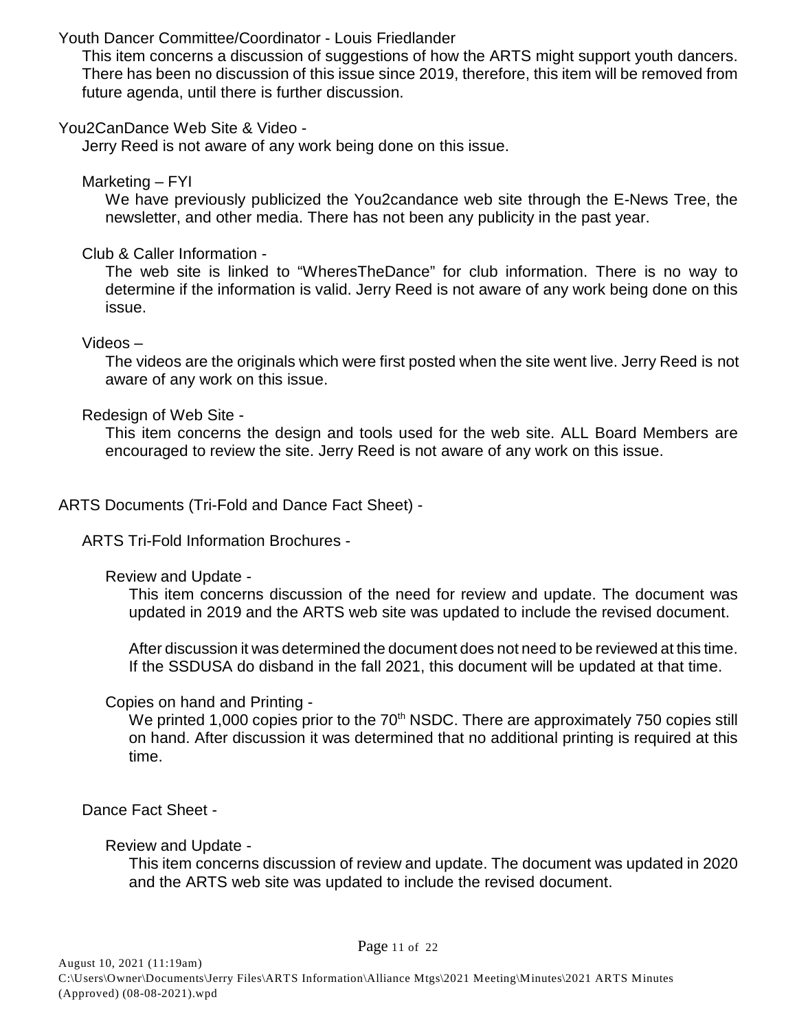Youth Dancer Committee/Coordinator - Louis Friedlander

This item concerns a discussion of suggestions of how the ARTS might support youth dancers. There has been no discussion of this issue since 2019, therefore, this item will be removed from future agenda, until there is further discussion.

You2CanDance Web Site & Video -

Jerry Reed is not aware of any work being done on this issue.

Marketing – FYI

We have previously publicized the You2candance web site through the E-News Tree, the newsletter, and other media. There has not been any publicity in the past year.

Club & Caller Information -

The web site is linked to "WheresTheDance" for club information. There is no way to determine if the information is valid. Jerry Reed is not aware of any work being done on this issue.

Videos –

The videos are the originals which were first posted when the site went live. Jerry Reed is not aware of any work on this issue.

Redesign of Web Site -

This item concerns the design and tools used for the web site. ALL Board Members are encouraged to review the site. Jerry Reed is not aware of any work on this issue.

ARTS Documents (Tri-Fold and Dance Fact Sheet) -

ARTS Tri-Fold Information Brochures -

Review and Update -

This item concerns discussion of the need for review and update. The document was updated in 2019 and the ARTS web site was updated to include the revised document.

After discussion it was determined the document does not need to be reviewed at this time. If the SSDUSA do disband in the fall 2021, this document will be updated at that time.

Copies on hand and Printing -

We printed 1,000 copies prior to the 70th NSDC. There are approximately 750 copies still on hand. After discussion it was determined that no additional printing is required at this time.

Dance Fact Sheet -

Review and Update -

This item concerns discussion of review and update. The document was updated in 2020 and the ARTS web site was updated to include the revised document.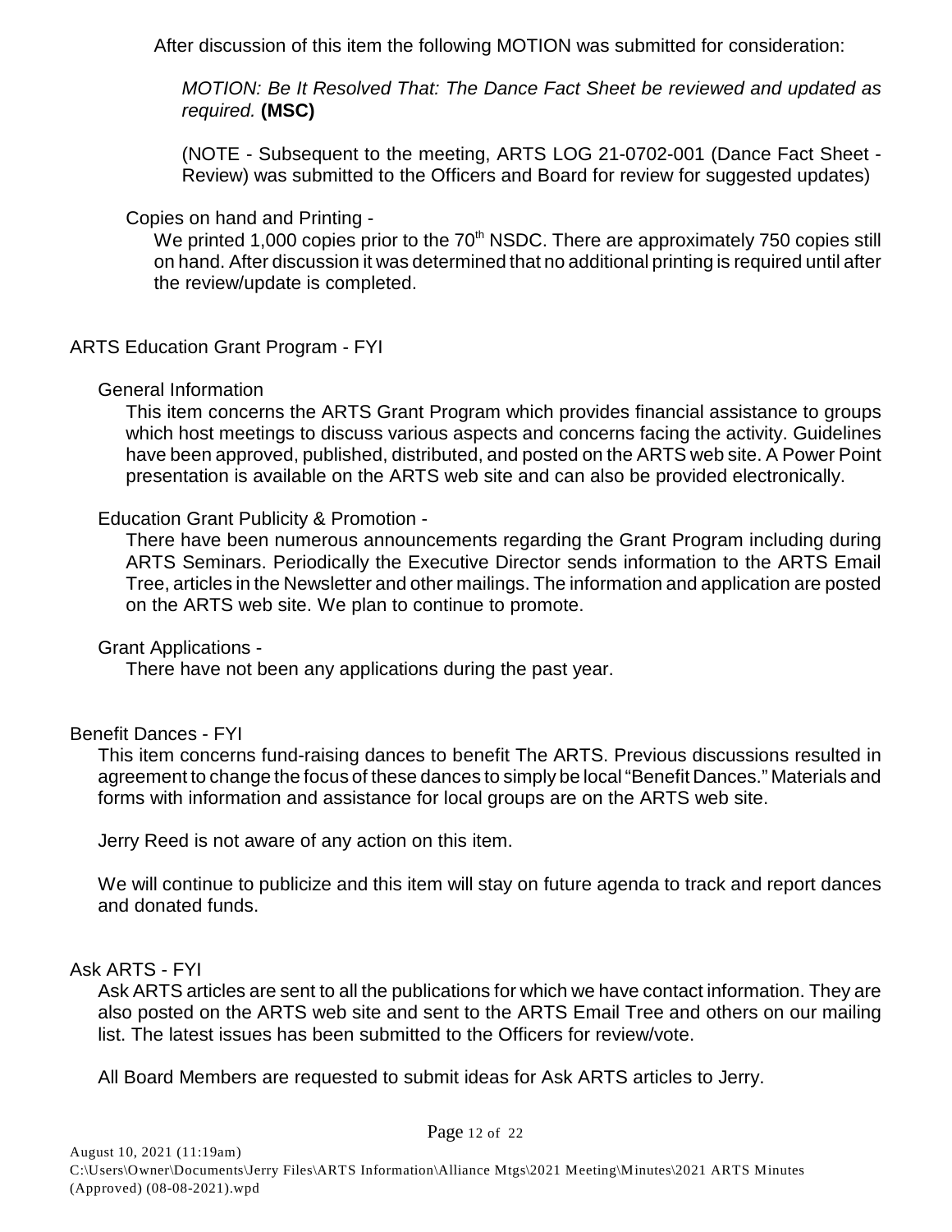After discussion of this item the following MOTION was submitted for consideration:

> *MOTION: Be It Resolved That: The Dance Fact Sheet be reviewed and updated as required.* **(MSC)**
>
> (NOTE - Subsequent to the meeting, ARTS LOG 21-0702-001 (Dance Fact Sheet - Review) was submitted to the Officers and Board for review for suggested updates)

Copies on hand and Printing -

We printed 1,000 copies prior to the 70th NSDC. There are approximately 750 copies still on hand. After discussion it was determined that no additional printing is required until after the review/update is completed.

## ARTS Education Grant Program - FYI

### General Information

This item concerns the ARTS Grant Program which provides financial assistance to groups which host meetings to discuss various aspects and concerns facing the activity. Guidelines have been approved, published, distributed, and posted on the ARTS web site. A Power Point presentation is available on the ARTS web site and can also be provided electronically.

### Education Grant Publicity & Promotion -

There have been numerous announcements regarding the Grant Program including during ARTS Seminars. Periodically the Executive Director sends information to the ARTS Email Tree, articles in the Newsletter and other mailings. The information and application are posted on the ARTS web site. We plan to continue to promote.

### Grant Applications -

There have not been any applications during the past year.

## Benefit Dances - FYI

This item concerns fund-raising dances to benefit The ARTS. Previous discussions resulted in agreement to change the focus of these dances to simply be local "Benefit Dances." Materials and forms with information and assistance for local groups are on the ARTS web site.

Jerry Reed is not aware of any action on this item.

We will continue to publicize and this item will stay on future agenda to track and report dances and donated funds.

## Ask ARTS - FYI

Ask ARTS articles are sent to all the publications for which we have contact information. They are also posted on the ARTS web site and sent to the ARTS Email Tree and others on our mailing list. The latest issues has been submitted to the Officers for review/vote.

All Board Members are requested to submit ideas for Ask ARTS articles to Jerry.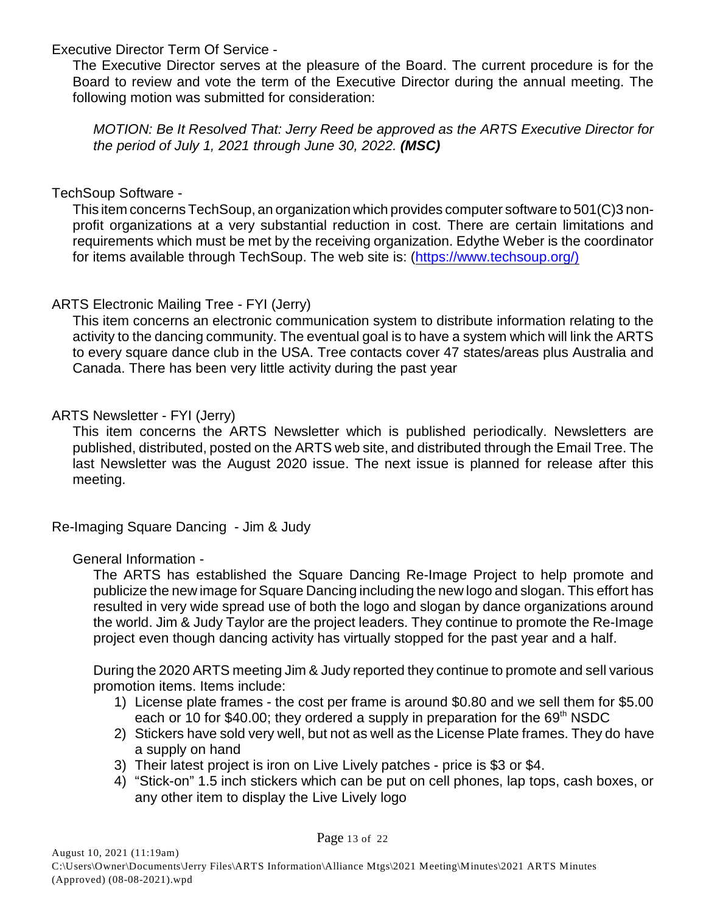Executive Director Term Of Service -

The Executive Director serves at the pleasure of the Board. The current procedure is for the Board to review and vote the term of the Executive Director during the annual meeting. The following motion was submitted for consideration:

*MOTION: Be It Resolved That: Jerry Reed be approved as the ARTS Executive Director for the period of July 1, 2021 through June 30, 2022.* ***(MSC)***

TechSoup Software -

This item concerns TechSoup, an organization which provides computer software to 501(C)3 non-profit organizations at a very substantial reduction in cost. There are certain limitations and requirements which must be met by the receiving organization. Edythe Weber is the coordinator for items available through TechSoup. The web site is: (https://www.techsoup.org/)

ARTS Electronic Mailing Tree - FYI (Jerry)

This item concerns an electronic communication system to distribute information relating to the activity to the dancing community. The eventual goal is to have a system which will link the ARTS to every square dance club in the USA. Tree contacts cover 47 states/areas plus Australia and Canada. There has been very little activity during the past year

ARTS Newsletter - FYI (Jerry)

This item concerns the ARTS Newsletter which is published periodically. Newsletters are published, distributed, posted on the ARTS web site, and distributed through the Email Tree. The last Newsletter was the August 2020 issue. The next issue is planned for release after this meeting.

Re-Imaging Square Dancing - Jim & Judy

General Information -

The ARTS has established the Square Dancing Re-Image Project to help promote and publicize the new image for Square Dancing including the new logo and slogan. This effort has resulted in very wide spread use of both the logo and slogan by dance organizations around the world. Jim & Judy Taylor are the project leaders. They continue to promote the Re-Image project even though dancing activity has virtually stopped for the past year and a half.

During the 2020 ARTS meeting Jim & Judy reported they continue to promote and sell various promotion items. Items include:

1) License plate frames - the cost per frame is around $0.80 and we sell them for $5.00 each or 10 for $40.00; they ordered a supply in preparation for the 69th NSDC
2) Stickers have sold very well, but not as well as the License Plate frames. They do have a supply on hand
3) Their latest project is iron on Live Lively patches - price is $3 or $4.
4) "Stick-on" 1.5 inch stickers which can be put on cell phones, lap tops, cash boxes, or any other item to display the Live Lively logo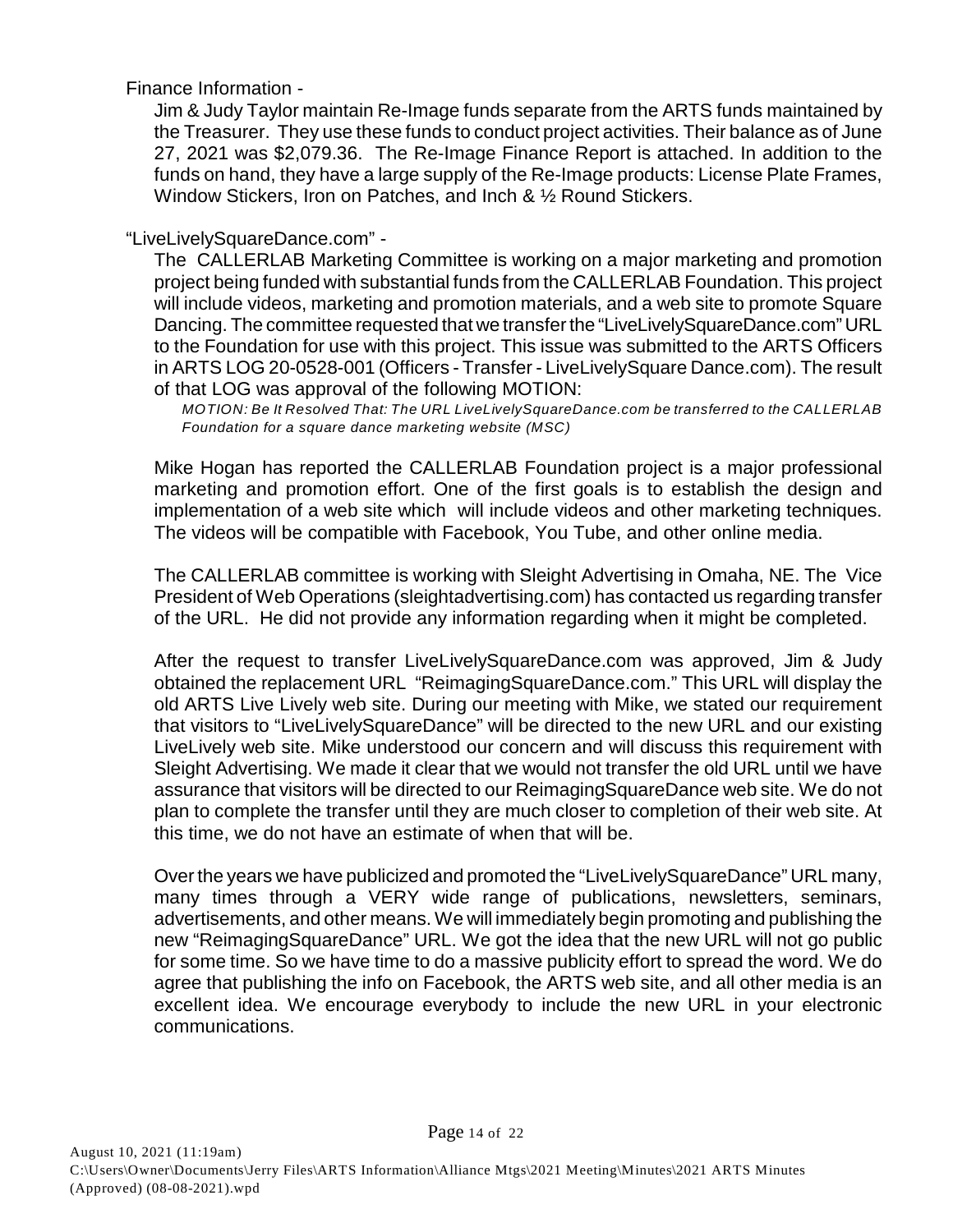Finance Information -

Jim & Judy Taylor maintain Re-Image funds separate from the ARTS funds maintained by the Treasurer. They use these funds to conduct project activities. Their balance as of June 27, 2021 was $2,079.36. The Re-Image Finance Report is attached. In addition to the funds on hand, they have a large supply of the Re-Image products: License Plate Frames, Window Stickers, Iron on Patches, and Inch & ½ Round Stickers.

"LiveLivelySquareDance.com" -

The CALLERLAB Marketing Committee is working on a major marketing and promotion project being funded with substantial funds from the CALLERLAB Foundation. This project will include videos, marketing and promotion materials, and a web site to promote Square Dancing. The committee requested that we transfer the "LiveLivelySquareDance.com" URL to the Foundation for use with this project. This issue was submitted to the ARTS Officers in ARTS LOG 20-0528-001 (Officers - Transfer - LiveLivelySquare Dance.com). The result of that LOG was approval of the following MOTION:

*MOTION: Be It Resolved That: The URL LiveLivelySquareDance.com be transferred to the CALLERLAB Foundation for a square dance marketing website (MSC)*

Mike Hogan has reported the CALLERLAB Foundation project is a major professional marketing and promotion effort. One of the first goals is to establish the design and implementation of a web site which will include videos and other marketing techniques. The videos will be compatible with Facebook, You Tube, and other online media.

The CALLERLAB committee is working with Sleight Advertising in Omaha, NE. The Vice President of Web Operations (sleightadvertising.com) has contacted us regarding transfer of the URL. He did not provide any information regarding when it might be completed.

After the request to transfer LiveLivelySquareDance.com was approved, Jim & Judy obtained the replacement URL "ReimagingSquareDance.com." This URL will display the old ARTS Live Lively web site. During our meeting with Mike, we stated our requirement that visitors to "LiveLivelySquareDance" will be directed to the new URL and our existing LiveLively web site. Mike understood our concern and will discuss this requirement with Sleight Advertising. We made it clear that we would not transfer the old URL until we have assurance that visitors will be directed to our ReimagingSquareDance web site. We do not plan to complete the transfer until they are much closer to completion of their web site. At this time, we do not have an estimate of when that will be.

Over the years we have publicized and promoted the "LiveLivelySquareDance" URL many, many times through a VERY wide range of publications, newsletters, seminars, advertisements, and other means. We will immediately begin promoting and publishing the new "ReimagingSquareDance" URL. We got the idea that the new URL will not go public for some time. So we have time to do a massive publicity effort to spread the word. We do agree that publishing the info on Facebook, the ARTS web site, and all other media is an excellent idea. We encourage everybody to include the new URL in your electronic communications.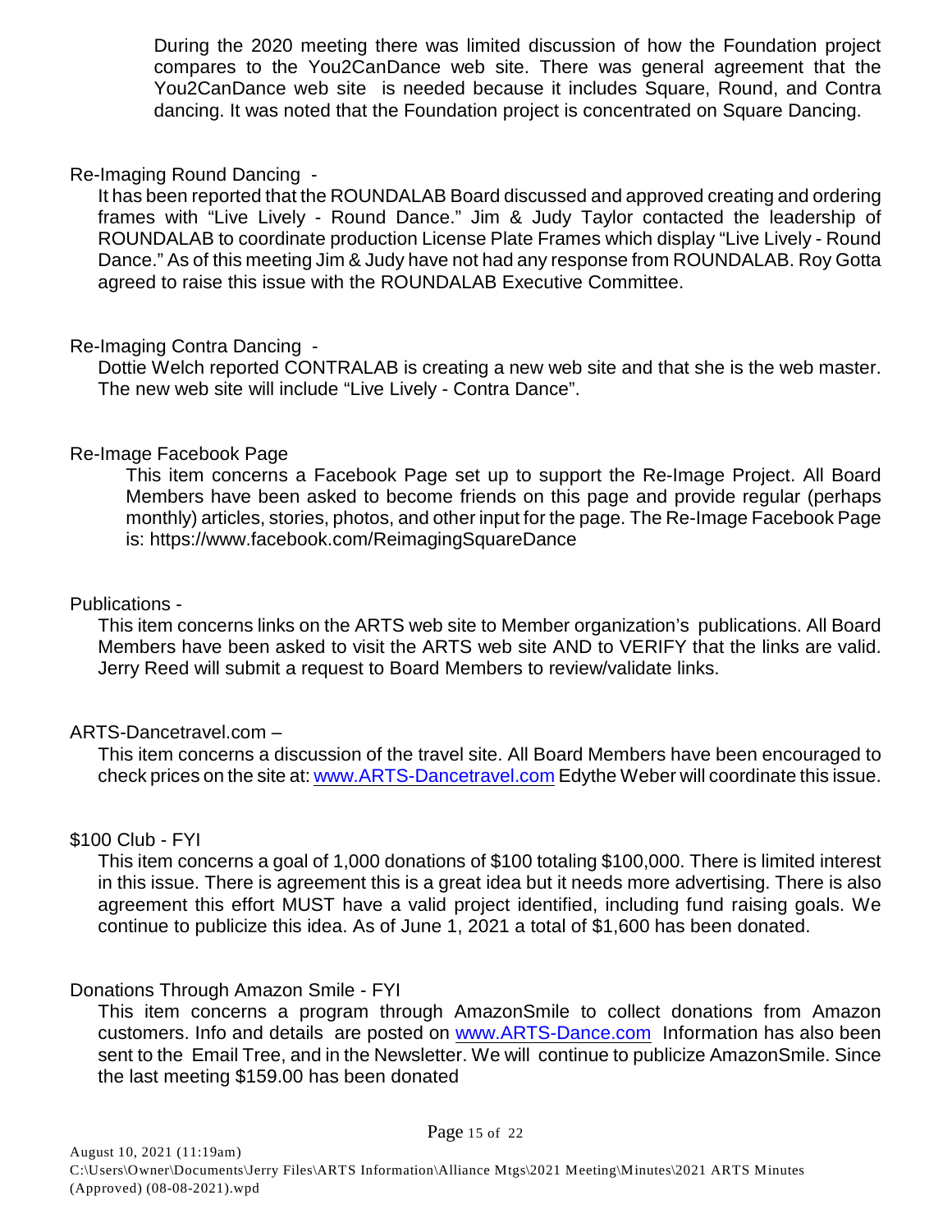During the 2020 meeting there was limited discussion of how the Foundation project compares to the You2CanDance web site. There was general agreement that the You2CanDance web site is needed because it includes Square, Round, and Contra dancing. It was noted that the Foundation project is concentrated on Square Dancing.

Re-Imaging Round Dancing -

It has been reported that the ROUNDALAB Board discussed and approved creating and ordering frames with "Live Lively - Round Dance." Jim & Judy Taylor contacted the leadership of ROUNDALAB to coordinate production License Plate Frames which display "Live Lively - Round Dance." As of this meeting Jim & Judy have not had any response from ROUNDALAB. Roy Gotta agreed to raise this issue with the ROUNDALAB Executive Committee.

Re-Imaging Contra Dancing -

Dottie Welch reported CONTRALAB is creating a new web site and that she is the web master. The new web site will include "Live Lively - Contra Dance".

Re-Image Facebook Page

This item concerns a Facebook Page set up to support the Re-Image Project. All Board Members have been asked to become friends on this page and provide regular (perhaps monthly) articles, stories, photos, and other input for the page. The Re-Image Facebook Page is: https://www.facebook.com/ReimagingSquareDance

Publications -

This item concerns links on the ARTS web site to Member organization's publications. All Board Members have been asked to visit the ARTS web site AND to VERIFY that the links are valid. Jerry Reed will submit a request to Board Members to review/validate links.

ARTS-Dancetravel.com –

This item concerns a discussion of the travel site. All Board Members have been encouraged to check prices on the site at: www.ARTS-Dancetravel.com Edythe Weber will coordinate this issue.

$100 Club - FYI

This item concerns a goal of 1,000 donations of $100 totaling $100,000. There is limited interest in this issue. There is agreement this is a great idea but it needs more advertising. There is also agreement this effort MUST have a valid project identified, including fund raising goals. We continue to publicize this idea. As of June 1, 2021 a total of $1,600 has been donated.

Donations Through Amazon Smile - FYI

This item concerns a program through AmazonSmile to collect donations from Amazon customers. Info and details are posted on www.ARTS-Dance.com Information has also been sent to the Email Tree, and in the Newsletter. We will continue to publicize AmazonSmile. Since the last meeting $159.00 has been donated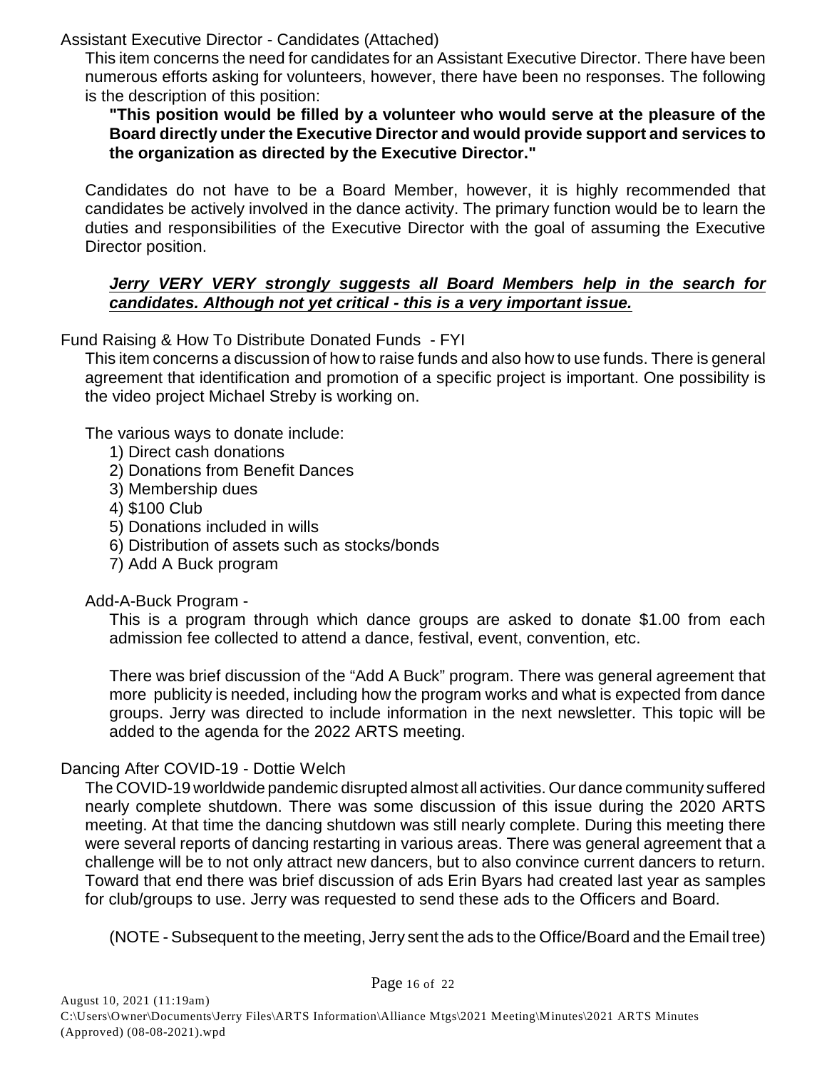Assistant Executive Director - Candidates (Attached)

This item concerns the need for candidates for an Assistant Executive Director. There have been numerous efforts asking for volunteers, however, there have been no responses. The following is the description of this position:

> **"This position would be filled by a volunteer who would serve at the pleasure of the Board directly under the Executive Director and would provide support and services to the organization as directed by the Executive Director."**

Candidates do not have to be a Board Member, however, it is highly recommended that candidates be actively involved in the dance activity. The primary function would be to learn the duties and responsibilities of the Executive Director with the goal of assuming the Executive Director position.

***<u>Jerry VERY VERY strongly suggests all Board Members help in the search for candidates. Although not yet critical - this is a very important issue.</u>***

Fund Raising & How To Distribute Donated Funds - FYI

This item concerns a discussion of how to raise funds and also how to use funds. There is general agreement that identification and promotion of a specific project is important. One possibility is the video project Michael Streby is working on.

The various ways to donate include:

1) Direct cash donations
2) Donations from Benefit Dances
3) Membership dues
4) $100 Club
5) Donations included in wills
6) Distribution of assets such as stocks/bonds
7) Add A Buck program

Add-A-Buck Program -

This is a program through which dance groups are asked to donate $1.00 from each admission fee collected to attend a dance, festival, event, convention, etc.

There was brief discussion of the "Add A Buck" program. There was general agreement that more publicity is needed, including how the program works and what is expected from dance groups. Jerry was directed to include information in the next newsletter. This topic will be added to the agenda for the 2022 ARTS meeting.

Dancing After COVID-19 - Dottie Welch

The COVID-19 worldwide pandemic disrupted almost all activities. Our dance community suffered nearly complete shutdown. There was some discussion of this issue during the 2020 ARTS meeting. At that time the dancing shutdown was still nearly complete. During this meeting there were several reports of dancing restarting in various areas. There was general agreement that a challenge will be to not only attract new dancers, but to also convince current dancers to return. Toward that end there was brief discussion of ads Erin Byars had created last year as samples for club/groups to use. Jerry was requested to send these ads to the Officers and Board.

(NOTE - Subsequent to the meeting, Jerry sent the ads to the Office/Board and the Email tree)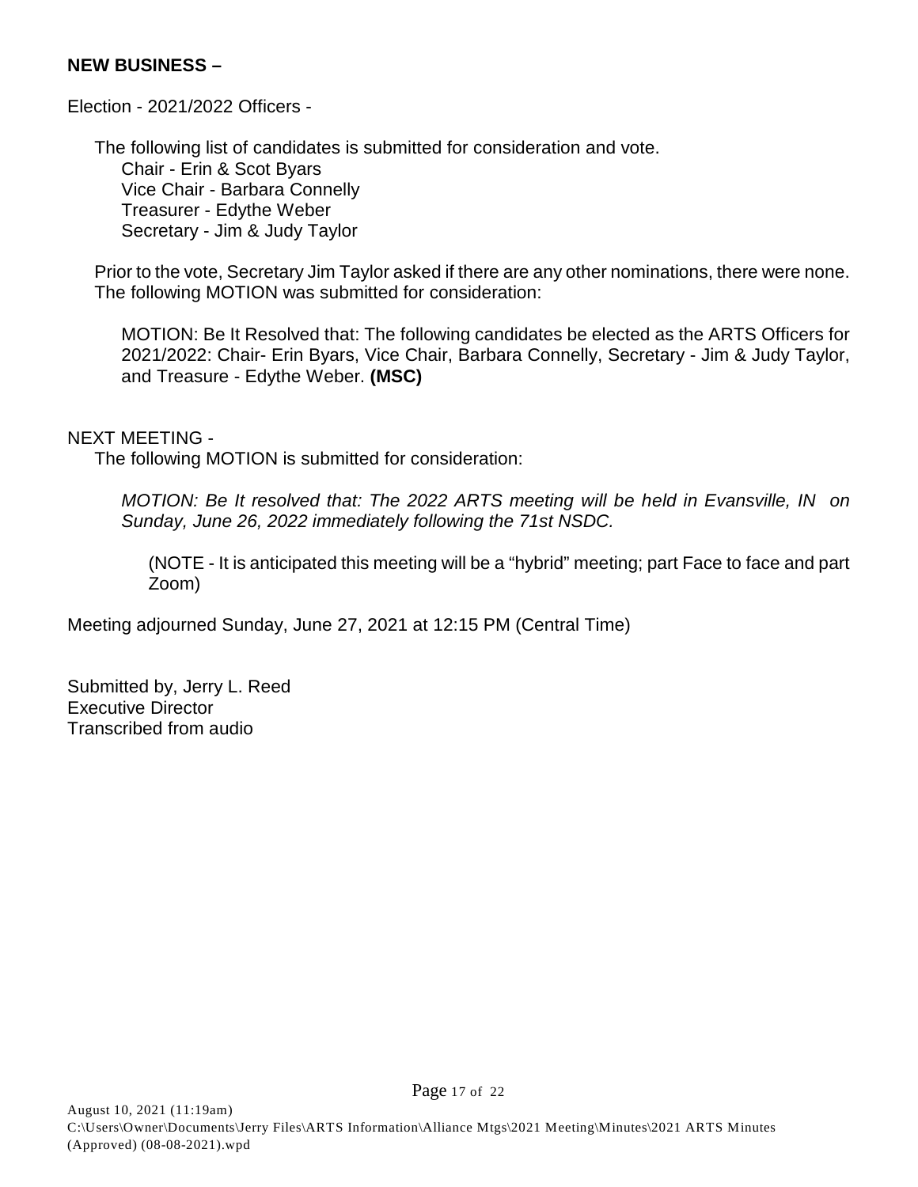**NEW BUSINESS –**

Election - 2021/2022 Officers -

The following list of candidates is submitted for consideration and vote.

Chair - Erin & Scot Byars
Vice Chair - Barbara Connelly
Treasurer - Edythe Weber
Secretary - Jim & Judy Taylor

Prior to the vote, Secretary Jim Taylor asked if there are any other nominations, there were none. The following MOTION was submitted for consideration:

MOTION: Be It Resolved that: The following candidates be elected as the ARTS Officers for 2021/2022: Chair- Erin Byars, Vice Chair, Barbara Connelly, Secretary - Jim & Judy Taylor, and Treasure - Edythe Weber. **(MSC)**

NEXT MEETING -

The following MOTION is submitted for consideration:

*MOTION: Be It resolved that: The 2022 ARTS meeting will be held in Evansville, IN on Sunday, June 26, 2022 immediately following the 71st NSDC.*

(NOTE - It is anticipated this meeting will be a "hybrid" meeting; part Face to face and part Zoom)

Meeting adjourned Sunday, June 27, 2021 at 12:15 PM (Central Time)

Submitted by, Jerry L. Reed
Executive Director
Transcribed from audio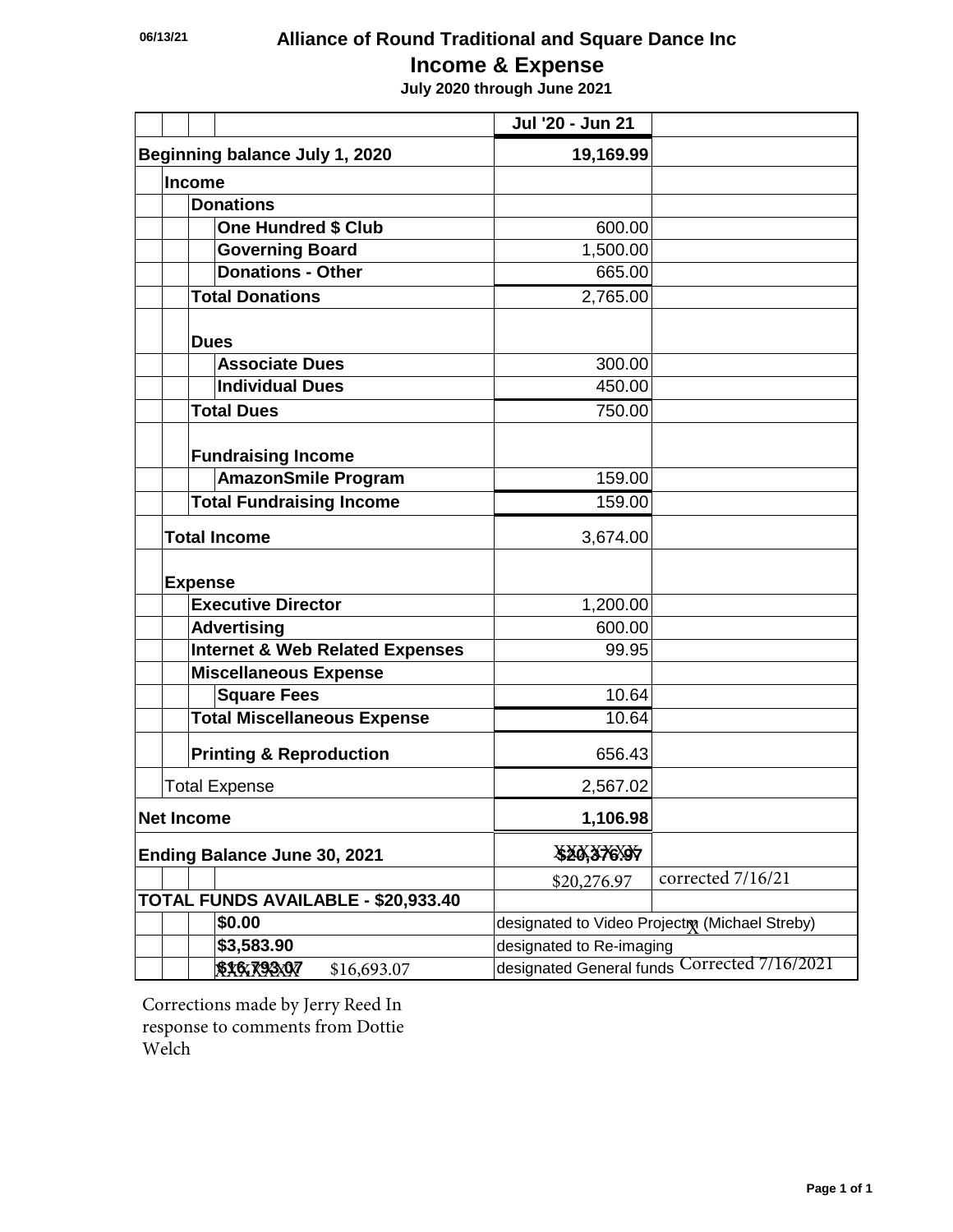06/13/21

# Alliance of Round Traditional and Square Dance Inc

## Income & Expense

**July 2020 through June 2021**

| | Jul '20 - Jun 21 | |
|---|---|---|
| **Beginning balance July 1, 2020** | **19,169.99** | |
| **Income** | | |
| **Donations** | | |
| **One Hundred $ Club** | 600.00 | |
| **Governing Board** | 1,500.00 | |
| **Donations - Other** | 665.00 | |
| **Total Donations** | 2,765.00 | |
| **Dues** | | |
| **Associate Dues** | 300.00 | |
| **Individual Dues** | 450.00 | |
| **Total Dues** | 750.00 | |
| **Fundraising Income** | | |
| **AmazonSmile Program** | 159.00 | |
| **Total Fundraising Income** | 159.00 | |
| **Total Income** | 3,674.00 | |
| **Expense** | | |
| **Executive Director** | 1,200.00 | |
| **Advertising** | 600.00 | |
| **Internet & Web Related Expenses** | 99.95 | |
| **Miscellaneous Expense** | | |
| **Square Fees** | 10.64 | |
| **Total Miscellaneous Expense** | 10.64 | |
| **Printing & Reproduction** | 656.43 | |
| Total Expense | 2,567.02 | |
| **Net Income** | **1,106.98** | |
| **Ending Balance June 30, 2021** | ~~**$20,376.97**~~ | |
| | $20,276.97 | corrected 7/16/21 |
| **TOTAL FUNDS AVAILABLE - $20,933.40** | | |
| **$0.00** | designated to Video Projector (Michael Streby) | |
| **$3,583.90** | designated to Re-imaging | |
| ~~**$16,793.07**~~ $16,693.07 | designated General funds | Corrected 7/16/2021 |

Corrections made by Jerry Reed In response to comments from Dottie Welch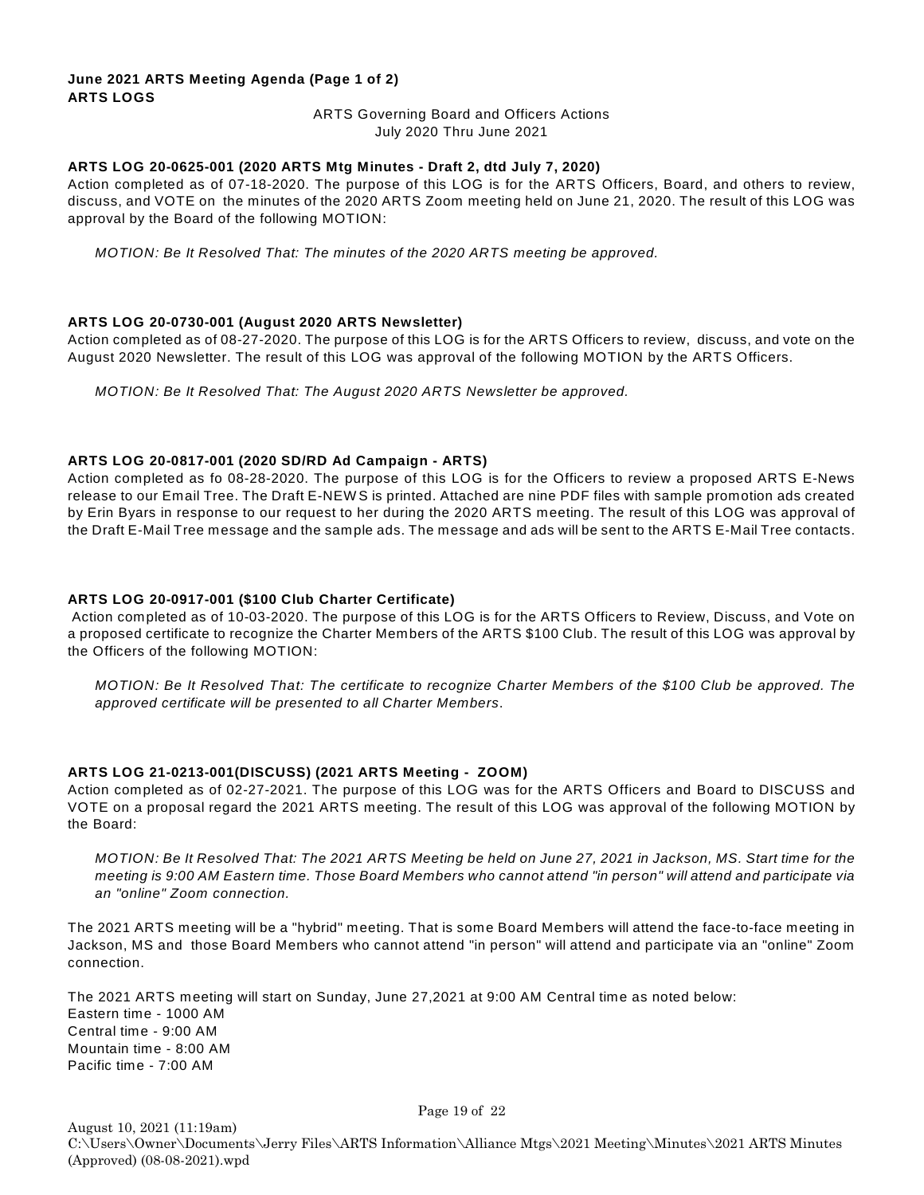**June 2021 ARTS Meeting Agenda (Page 1 of 2)**
**ARTS LOGS**

ARTS Governing Board and Officers Actions
July 2020 Thru June 2021

**ARTS LOG 20-0625-001 (2020 ARTS Mtg Minutes - Draft 2, dtd July 7, 2020)**
Action completed as of 07-18-2020. The purpose of this LOG is for the ARTS Officers, Board, and others to review, discuss, and VOTE on the minutes of the 2020 ARTS Zoom meeting held on June 21, 2020. The result of this LOG was approval by the Board of the following MOTION:

*MOTION: Be It Resolved That: The minutes of the 2020 ARTS meeting be approved.*

**ARTS LOG 20-0730-001 (August 2020 ARTS Newsletter)**
Action completed as of 08-27-2020. The purpose of this LOG is for the ARTS Officers to review, discuss, and vote on the August 2020 Newsletter. The result of this LOG was approval of the following MOTION by the ARTS Officers.

*MOTION: Be It Resolved That: The August 2020 ARTS Newsletter be approved.*

**ARTS LOG 20-0817-001 (2020 SD/RD Ad Campaign - ARTS)**
Action completed as fo 08-28-2020. The purpose of this LOG is for the Officers to review a proposed ARTS E-News release to our Email Tree. The Draft E-NEWS is printed. Attached are nine PDF files with sample promotion ads created by Erin Byars in response to our request to her during the 2020 ARTS meeting. The result of this LOG was approval of the Draft E-Mail Tree message and the sample ads. The message and ads will be sent to the ARTS E-Mail Tree contacts.

**ARTS LOG 20-0917-001 ($100 Club Charter Certificate)**
Action completed as of 10-03-2020. The purpose of this LOG is for the ARTS Officers to Review, Discuss, and Vote on a proposed certificate to recognize the Charter Members of the ARTS $100 Club. The result of this LOG was approval by the Officers of the following MOTION:

*MOTION: Be It Resolved That: The certificate to recognize Charter Members of the $100 Club be approved. The approved certificate will be presented to all Charter Members.*

**ARTS LOG 21-0213-001(DISCUSS) (2021 ARTS Meeting - ZOOM)**
Action completed as of 02-27-2021. The purpose of this LOG was for the ARTS Officers and Board to DISCUSS and VOTE on a proposal regard the 2021 ARTS meeting. The result of this LOG was approval of the following MOTION by the Board:

*MOTION: Be It Resolved That: The 2021 ARTS Meeting be held on June 27, 2021 in Jackson, MS. Start time for the meeting is 9:00 AM Eastern time. Those Board Members who cannot attend "in person" will attend and participate via an "online" Zoom connection.*

The 2021 ARTS meeting will be a "hybrid" meeting. That is some Board Members will attend the face-to-face meeting in Jackson, MS and those Board Members who cannot attend "in person" will attend and participate via an "online" Zoom connection.

The 2021 ARTS meeting will start on Sunday, June 27,2021 at 9:00 AM Central time as noted below:
Eastern time - 1000 AM
Central time - 9:00 AM
Mountain time - 8:00 AM
Pacific time - 7:00 AM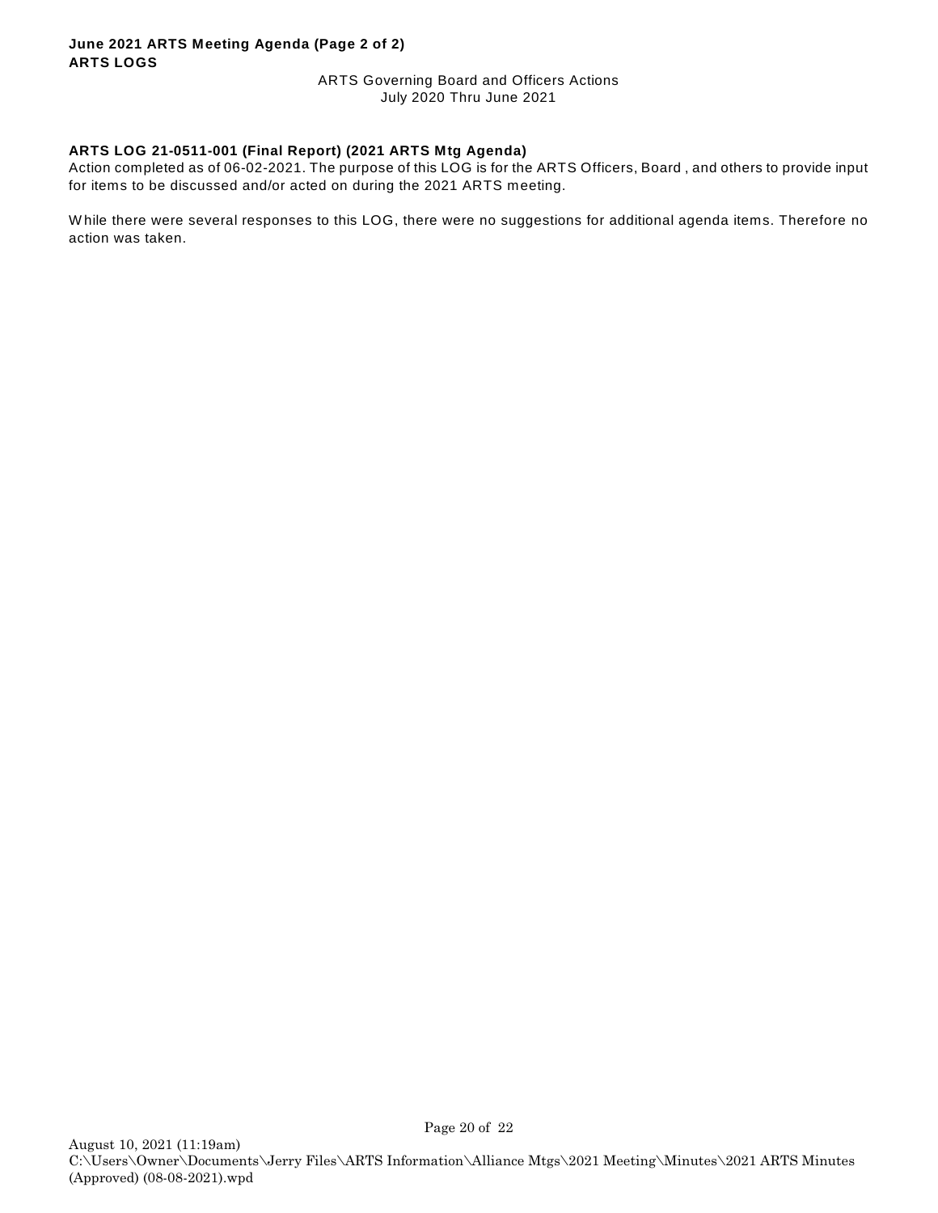**June 2021 ARTS Meeting Agenda (Page 2 of 2)**
**ARTS LOGS**

ARTS Governing Board and Officers Actions
July 2020 Thru June 2021

**ARTS LOG 21-0511-001 (Final Report) (2021 ARTS Mtg Agenda)**
Action completed as of 06-02-2021. The purpose of this LOG is for the ARTS Officers, Board , and others to provide input for items to be discussed and/or acted on during the 2021 ARTS meeting.

While there were several responses to this LOG, there were no suggestions for additional agenda items. Therefore no action was taken.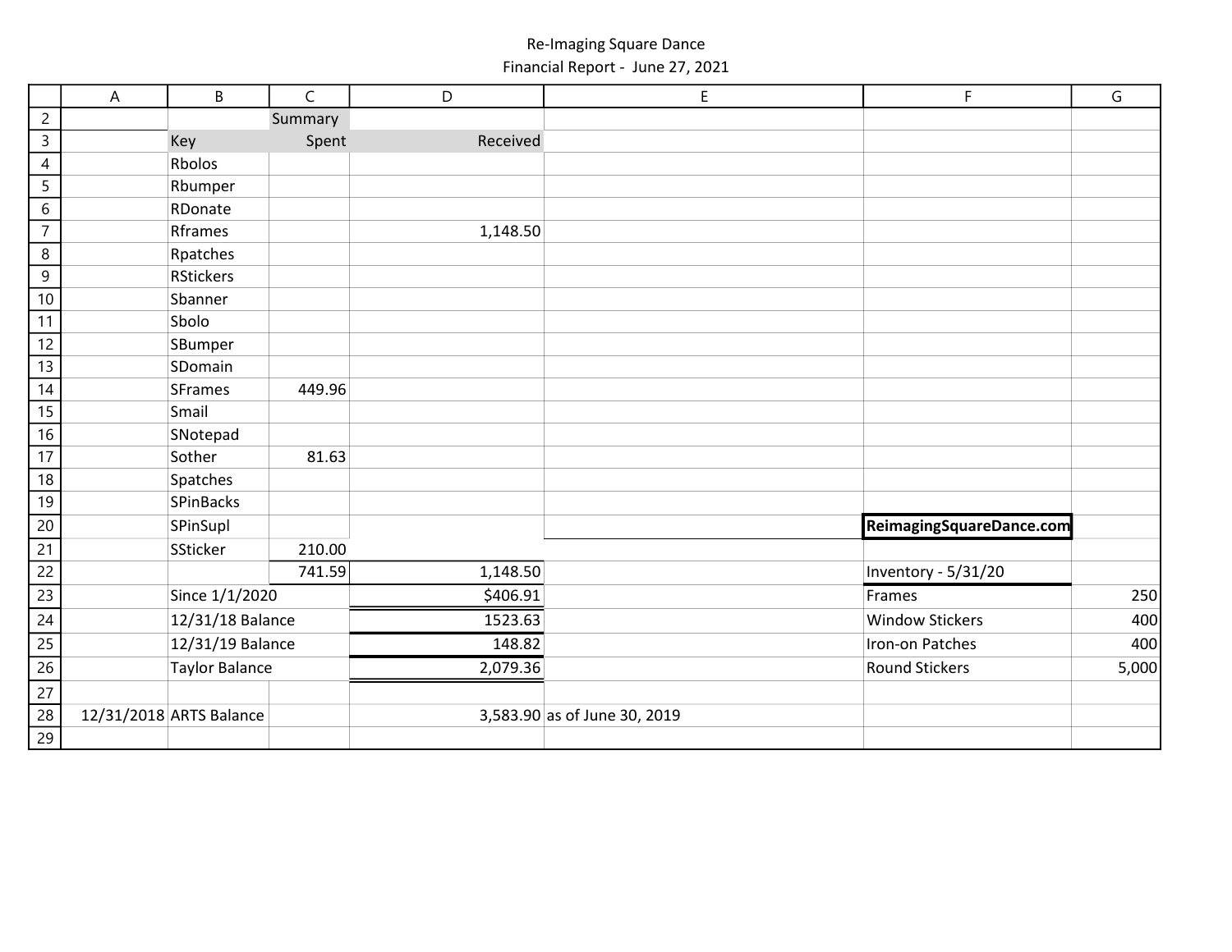Re-Imaging Square Dance

Financial Report - June 27, 2021

| | A | B | C | D | E | F | G |
|---|---|---|---|---|---|---|---|
| 2 | | | Summary | | | | |
| 3 | | Key | Spent | Received | | | |
| 4 | | Rbolos | | | | | |
| 5 | | Rbumper | | | | | |
| 6 | | RDonate | | | | | |
| 7 | | Rframes | | 1,148.50 | | | |
| 8 | | Rpatches | | | | | |
| 9 | | RStickers | | | | | |
| 10 | | Sbanner | | | | | |
| 11 | | Sbolo | | | | | |
| 12 | | SBumper | | | | | |
| 13 | | SDomain | | | | | |
| 14 | | SFrames | 449.96 | | | | |
| 15 | | Smail | | | | | |
| 16 | | SNotepad | | | | | |
| 17 | | Sother | 81.63 | | | | |
| 18 | | Spatches | | | | | |
| 19 | | SPinBacks | | | | | |
| 20 | | SPinSupl | | | | **ReimagingSquareDance.com** | |
| 21 | | SSticker | 210.00 | | | | |
| 22 | | | 741.59 | 1,148.50 | | Inventory - 5/31/20 | |
| 23 | | Since 1/1/2020 | | $406.91 | | Frames | 250 |
| 24 | | 12/31/18 Balance | | 1523.63 | | Window Stickers | 400 |
| 25 | | 12/31/19 Balance | | 148.82 | | Iron-on Patches | 400 |
| 26 | | Taylor Balance | | 2,079.36 | | Round Stickers | 5,000 |
| 27 | | | | | | | |
| 28 | 12/31/2018 | ARTS Balance | | 3,583.90 | as of June 30, 2019 | | |
| 29 | | | | | | | |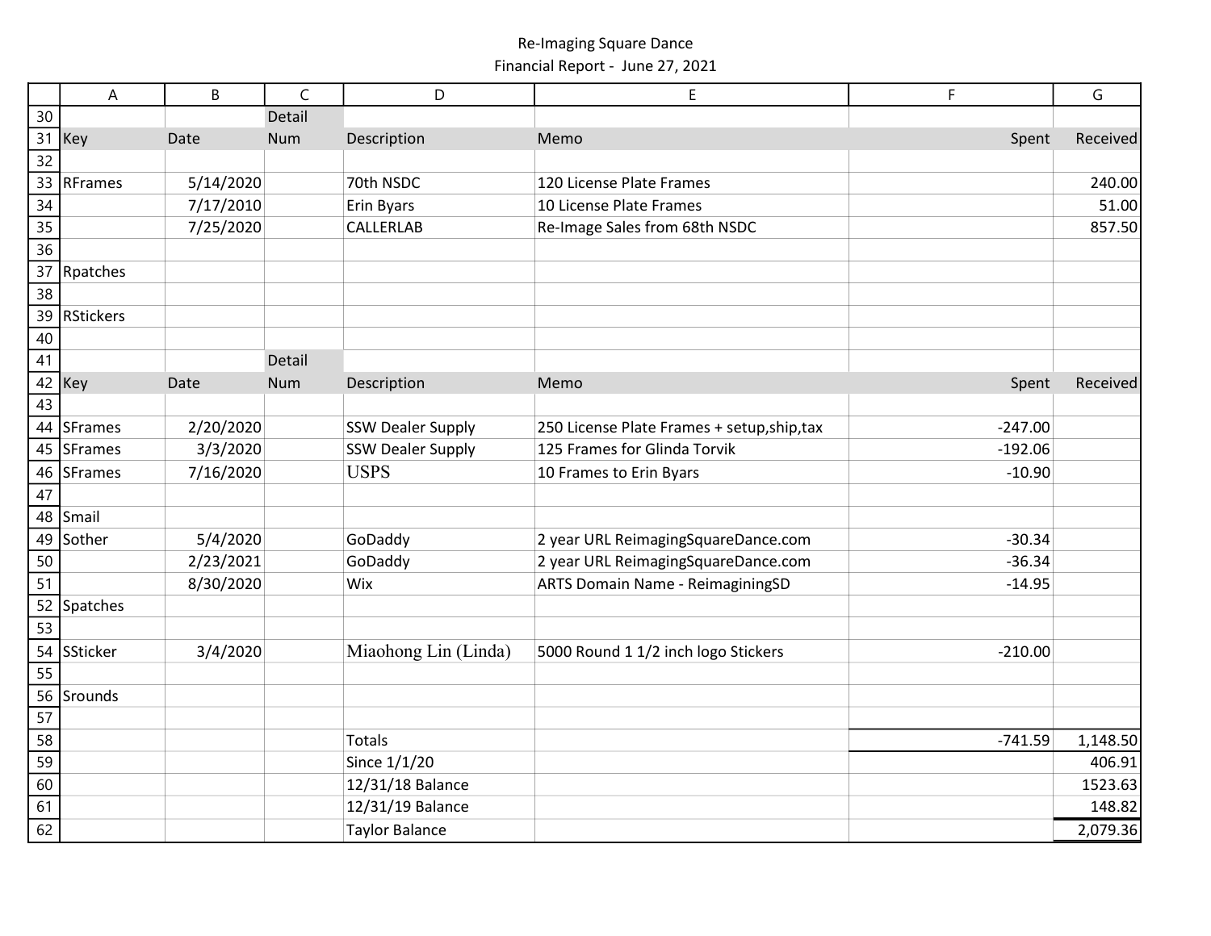Re-Imaging Square Dance

Financial Report - June 27, 2021

| | A | B | C | D | E | F | G |
|---|---|---|---|---|---|---|---|
| 30 | | | Detail | | | | |
| 31 | Key | Date | Num | Description | Memo | Spent | Received |
| 32 | | | | | | | |
| 33 | RFrames | 5/14/2020 | | 70th NSDC | 120 License Plate Frames | | 240.00 |
| 34 | | 7/17/2010 | | Erin Byars | 10 License Plate Frames | | 51.00 |
| 35 | | 7/25/2020 | | CALLERLAB | Re-Image Sales from 68th NSDC | | 857.50 |
| 36 | | | | | | | |
| 37 | Rpatches | | | | | | |
| 38 | | | | | | | |
| 39 | RStickers | | | | | | |
| 40 | | | | | | | |
| 41 | | | Detail | | | | |
| 42 | Key | Date | Num | Description | Memo | Spent | Received |
| 43 | | | | | | | |
| 44 | SFrames | 2/20/2020 | | SSW Dealer Supply | 250 License Plate Frames + setup,ship,tax | -247.00 | |
| 45 | SFrames | 3/3/2020 | | SSW Dealer Supply | 125 Frames for Glinda Torvik | -192.06 | |
| 46 | SFrames | 7/16/2020 | | USPS | 10 Frames to Erin Byars | -10.90 | |
| 47 | | | | | | | |
| 48 | Smail | | | | | | |
| 49 | Sother | 5/4/2020 | | GoDaddy | 2 year URL ReimagingSquareDance.com | -30.34 | |
| 50 | | 2/23/2021 | | GoDaddy | 2 year URL ReimagingSquareDance.com | -36.34 | |
| 51 | | 8/30/2020 | | Wix | ARTS Domain Name - ReimaginingSD | -14.95 | |
| 52 | Spatches | | | | | | |
| 53 | | | | | | | |
| 54 | SSticker | 3/4/2020 | | Miaohong Lin (Linda) | 5000 Round 1 1/2 inch logo Stickers | -210.00 | |
| 55 | | | | | | | |
| 56 | Srounds | | | | | | |
| 57 | | | | | | | |
| 58 | | | | Totals | | -741.59 | 1,148.50 |
| 59 | | | | Since 1/1/20 | | | 406.91 |
| 60 | | | | 12/31/18 Balance | | | 1523.63 |
| 61 | | | | 12/31/19 Balance | | | 148.82 |
| 62 | | | | Taylor Balance | | | 2,079.36 |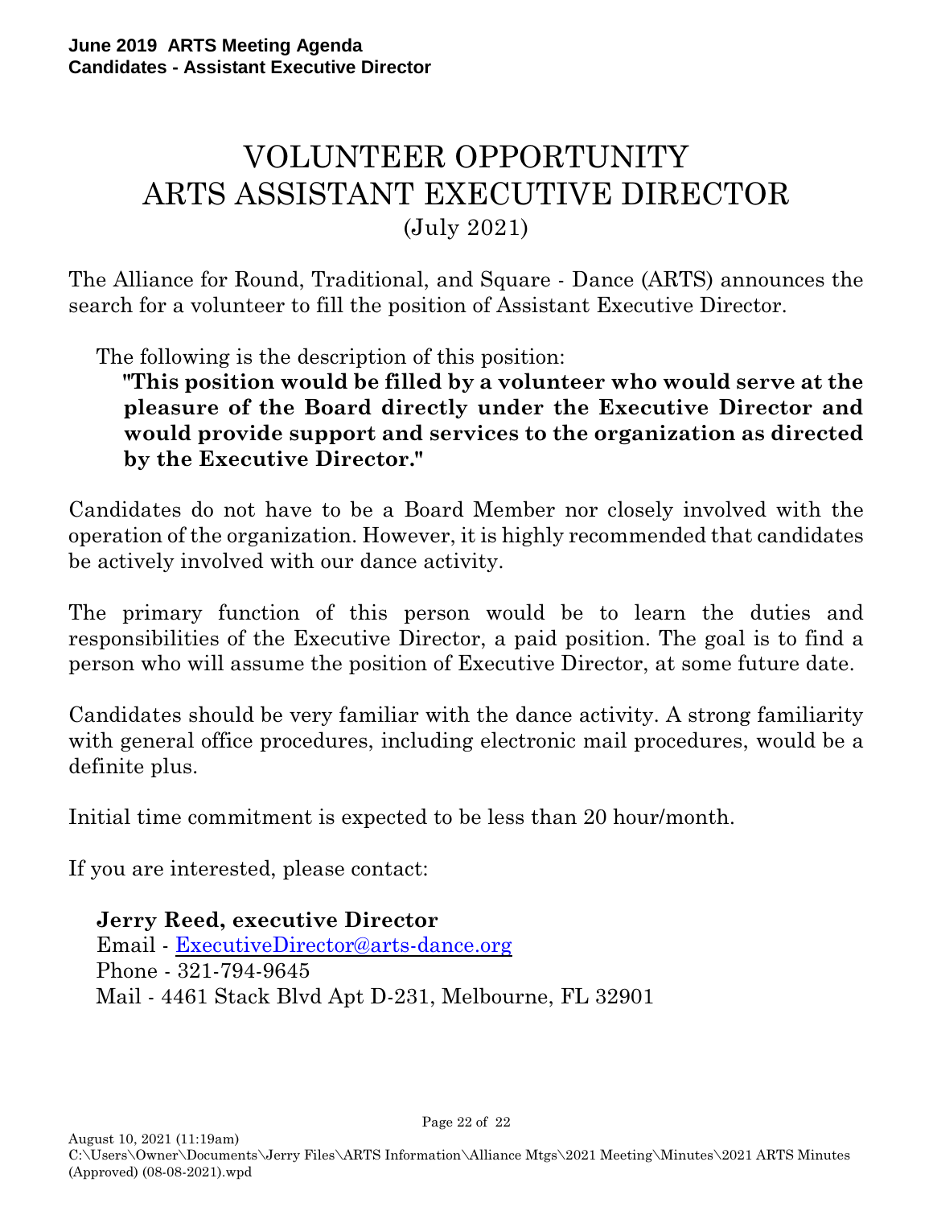**June 2019 ARTS Meeting Agenda**
**Candidates - Assistant Executive Director**

# VOLUNTEER OPPORTUNITY
# ARTS ASSISTANT EXECUTIVE DIRECTOR
(July 2021)

The Alliance for Round, Traditional, and Square - Dance (ARTS) announces the search for a volunteer to fill the position of Assistant Executive Director.

The following is the description of this position:

> **"This position would be filled by a volunteer who would serve at the pleasure of the Board directly under the Executive Director and would provide support and services to the organization as directed by the Executive Director."**

Candidates do not have to be a Board Member nor closely involved with the operation of the organization. However, it is highly recommended that candidates be actively involved with our dance activity.

The primary function of this person would be to learn the duties and responsibilities of the Executive Director, a paid position. The goal is to find a person who will assume the position of Executive Director, at some future date.

Candidates should be very familiar with the dance activity. A strong familiarity with general office procedures, including electronic mail procedures, would be a definite plus.

Initial time commitment is expected to be less than 20 hour/month.

If you are interested, please contact:

**Jerry Reed, executive Director**
Email - ExecutiveDirector@arts-dance.org
Phone - 321-794-9645
Mail - 4461 Stack Blvd Apt D-231, Melbourne, FL 32901